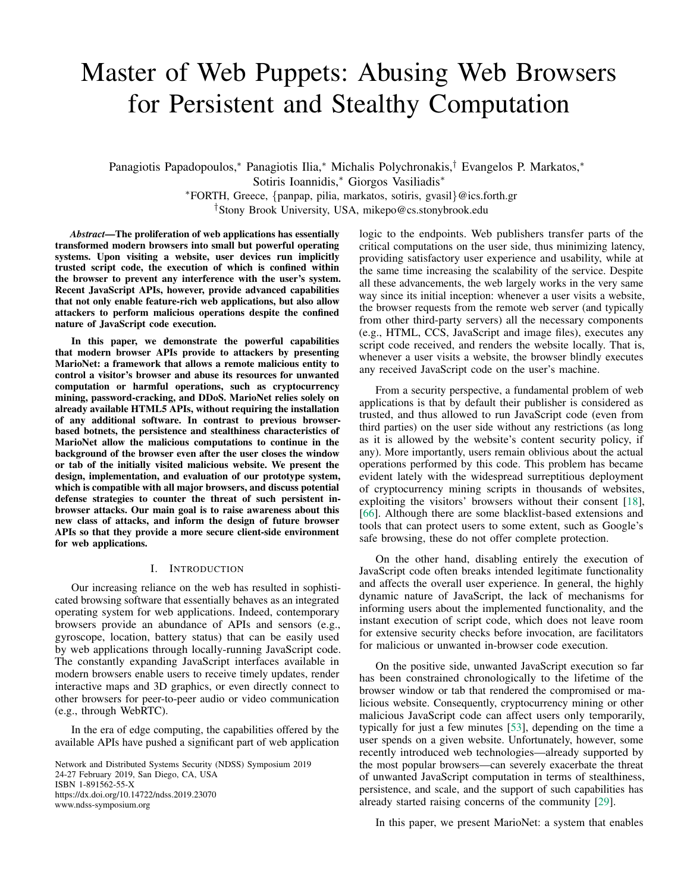# Master of Web Puppets: Abusing Web Browsers for Persistent and Stealthy Computation

Panagiotis Papadopoulos,[*] Panagiotis Ilia,[*] Michalis Polychronakis,[†] Evangelos P. Markatos,[*] Sotiris Ioannidis,[*] Giorgos Vasiliadis[*]

[*]FORTH, Greece, {panpap, pilia, markatos, sotiris, gvasil}@ics.forth.gr

[†]Stony Brook University, USA, mikepo@cs.stonybrook.edu

***Abstract*—The proliferation of web applications has essentially transformed modern browsers into small but powerful operating systems. Upon visiting a website, user devices run implicitly trusted script code, the execution of which is confined within the browser to prevent any interference with the user's system. Recent JavaScript APIs, however, provide advanced capabilities that not only enable feature-rich web applications, but also allow attackers to perform malicious operations despite the confined nature of JavaScript code execution.**

**In this paper, we demonstrate the powerful capabilities that modern browser APIs provide to attackers by presenting MarioNet: a framework that allows a remote malicious entity to control a visitor's browser and abuse its resources for unwanted computation or harmful operations, such as cryptocurrency mining, password-cracking, and DDoS. MarioNet relies solely on already available HTML5 APIs, without requiring the installation of any additional software. In contrast to previous browser-based botnets, the persistence and stealthiness characteristics of MarioNet allow the malicious computations to continue in the background of the browser even after the user closes the window or tab of the initially visited malicious website. We present the design, implementation, and evaluation of our prototype system, which is compatible with all major browsers, and discuss potential defense strategies to counter the threat of such persistent in-browser attacks. Our main goal is to raise awareness about this new class of attacks, and inform the design of future browser APIs so that they provide a more secure client-side environment for web applications.**

## I. Introduction

Our increasing reliance on the web has resulted in sophisticated browsing software that essentially behaves as an integrated operating system for web applications. Indeed, contemporary browsers provide an abundance of APIs and sensors (e.g., gyroscope, location, battery status) that can be easily used by web applications through locally-running JavaScript code. The constantly expanding JavaScript interfaces available in modern browsers enable users to receive timely updates, render interactive maps and 3D graphics, or even directly connect to other browsers for peer-to-peer audio or video communication (e.g., through WebRTC).

In the era of edge computing, the capabilities offered by the available APIs have pushed a significant part of web application logic to the endpoints. Web publishers transfer parts of the critical computations on the user side, thus minimizing latency, providing satisfactory user experience and usability, while at the same time increasing the scalability of the service. Despite all these advancements, the web largely works in the very same way since its initial inception: whenever a user visits a website, the browser requests from the remote web server (and typically from other third-party servers) all the necessary components (e.g., HTML, CCS, JavaScript and image files), executes any script code received, and renders the website locally. That is, whenever a user visits a website, the browser blindly executes any received JavaScript code on the user's machine.

From a security perspective, a fundamental problem of web applications is that by default their publisher is considered as trusted, and thus allowed to run JavaScript code (even from third parties) on the user side without any restrictions (as long as it is allowed by the website's content security policy, if any). More importantly, users remain oblivious about the actual operations performed by this code. This problem has became evident lately with the widespread surreptitious deployment of cryptocurrency mining scripts in thousands of websites, exploiting the visitors' browsers without their consent [18], [66]. Although there are some blacklist-based extensions and tools that can protect users to some extent, such as Google's safe browsing, these do not offer complete protection.

On the other hand, disabling entirely the execution of JavaScript code often breaks intended legitimate functionality and affects the overall user experience. In general, the highly dynamic nature of JavaScript, the lack of mechanisms for informing users about the implemented functionality, and the instant execution of script code, which does not leave room for extensive security checks before invocation, are facilitators for malicious or unwanted in-browser code execution.

On the positive side, unwanted JavaScript execution so far has been constrained chronologically to the lifetime of the browser window or tab that rendered the compromised or malicious website. Consequently, cryptocurrency mining or other malicious JavaScript code can affect users only temporarily, typically for just a few minutes [53], depending on the time a user spends on a given website. Unfortunately, however, some recently introduced web technologies—already supported by the most popular browsers—can severely exacerbate the threat of unwanted JavaScript computation in terms of stealthiness, persistence, and scale, and the support of such capabilities has already started raising concerns of the community [29].

In this paper, we present MarioNet: a system that enables

Network and Distributed Systems Security (NDSS) Symposium 2019
24-27 February 2019, San Diego, CA, USA
ISBN 1-891562-55-X
https://dx.doi.org/10.14722/ndss.2019.23070
www.ndss-symposium.org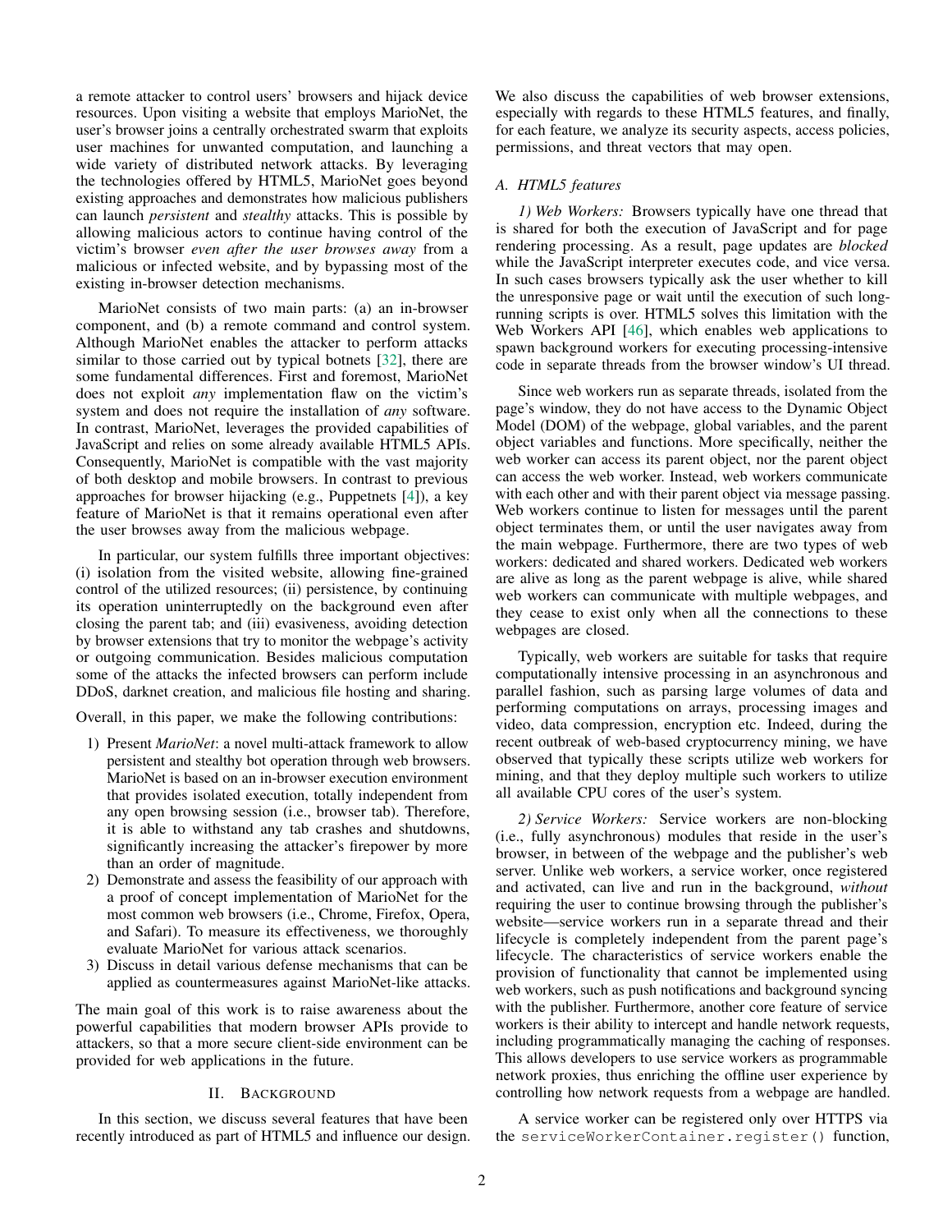a remote attacker to control users' browsers and hijack device resources. Upon visiting a website that employs MarioNet, the user's browser joins a centrally orchestrated swarm that exploits user machines for unwanted computation, and launching a wide variety of distributed network attacks. By leveraging the technologies offered by HTML5, MarioNet goes beyond existing approaches and demonstrates how malicious publishers can launch *persistent* and *stealthy* attacks. This is possible by allowing malicious actors to continue having control of the victim's browser *even after the user browses away* from a malicious or infected website, and by bypassing most of the existing in-browser detection mechanisms.

MarioNet consists of two main parts: (a) an in-browser component, and (b) a remote command and control system. Although MarioNet enables the attacker to perform attacks similar to those carried out by typical botnets [32], there are some fundamental differences. First and foremost, MarioNet does not exploit *any* implementation flaw on the victim's system and does not require the installation of *any* software. In contrast, MarioNet, leverages the provided capabilities of JavaScript and relies on some already available HTML5 APIs. Consequently, MarioNet is compatible with the vast majority of both desktop and mobile browsers. In contrast to previous approaches for browser hijacking (e.g., Puppetnets [4]), a key feature of MarioNet is that it remains operational even after the user browses away from the malicious webpage.

In particular, our system fulfills three important objectives: (i) isolation from the visited website, allowing fine-grained control of the utilized resources; (ii) persistence, by continuing its operation uninterruptedly on the background even after closing the parent tab; and (iii) evasiveness, avoiding detection by browser extensions that try to monitor the webpage's activity or outgoing communication. Besides malicious computation some of the attacks the infected browsers can perform include DDoS, darknet creation, and malicious file hosting and sharing.

Overall, in this paper, we make the following contributions:

1) Present *MarioNet*: a novel multi-attack framework to allow persistent and stealthy bot operation through web browsers. MarioNet is based on an in-browser execution environment that provides isolated execution, totally independent from any open browsing session (i.e., browser tab). Therefore, it is able to withstand any tab crashes and shutdowns, significantly increasing the attacker's firepower by more than an order of magnitude.
2) Demonstrate and assess the feasibility of our approach with a proof of concept implementation of MarioNet for the most common web browsers (i.e., Chrome, Firefox, Opera, and Safari). To measure its effectiveness, we thoroughly evaluate MarioNet for various attack scenarios.
3) Discuss in detail various defense mechanisms that can be applied as countermeasures against MarioNet-like attacks.

The main goal of this work is to raise awareness about the powerful capabilities that modern browser APIs provide to attackers, so that a more secure client-side environment can be provided for web applications in the future.

## II. Background

In this section, we discuss several features that have been recently introduced as part of HTML5 and influence our design. We also discuss the capabilities of web browser extensions, especially with regards to these HTML5 features, and finally, for each feature, we analyze its security aspects, access policies, permissions, and threat vectors that may open.

### A. HTML5 features

*1) Web Workers:* Browsers typically have one thread that is shared for both the execution of JavaScript and for page rendering processing. As a result, page updates are *blocked* while the JavaScript interpreter executes code, and vice versa. In such cases browsers typically ask the user whether to kill the unresponsive page or wait until the execution of such long-running scripts is over. HTML5 solves this limitation with the Web Workers API [46], which enables web applications to spawn background workers for executing processing-intensive code in separate threads from the browser window's UI thread.

Since web workers run as separate threads, isolated from the page's window, they do not have access to the Dynamic Object Model (DOM) of the webpage, global variables, and the parent object variables and functions. More specifically, neither the web worker can access its parent object, nor the parent object can access the web worker. Instead, web workers communicate with each other and with their parent object via message passing. Web workers continue to listen for messages until the parent object terminates them, or until the user navigates away from the main webpage. Furthermore, there are two types of web workers: dedicated and shared workers. Dedicated web workers are alive as long as the parent webpage is alive, while shared web workers can communicate with multiple webpages, and they cease to exist only when all the connections to these webpages are closed.

Typically, web workers are suitable for tasks that require computationally intensive processing in an asynchronous and parallel fashion, such as parsing large volumes of data and performing computations on arrays, processing images and video, data compression, encryption etc. Indeed, during the recent outbreak of web-based cryptocurrency mining, we have observed that typically these scripts utilize web workers for mining, and that they deploy multiple such workers to utilize all available CPU cores of the user's system.

*2) Service Workers:* Service workers are non-blocking (i.e., fully asynchronous) modules that reside in the user's browser, in between of the webpage and the publisher's web server. Unlike web workers, a service worker, once registered and activated, can live and run in the background, *without* requiring the user to continue browsing through the publisher's website—service workers run in a separate thread and their lifecycle is completely independent from the parent page's lifecycle. The characteristics of service workers enable the provision of functionality that cannot be implemented using web workers, such as push notifications and background syncing with the publisher. Furthermore, another core feature of service workers is their ability to intercept and handle network requests, including programmatically managing the caching of responses. This allows developers to use service workers as programmable network proxies, thus enriching the offline user experience by controlling how network requests from a webpage are handled.

A service worker can be registered only over HTTPS via the `serviceWorkerContainer.register()` function,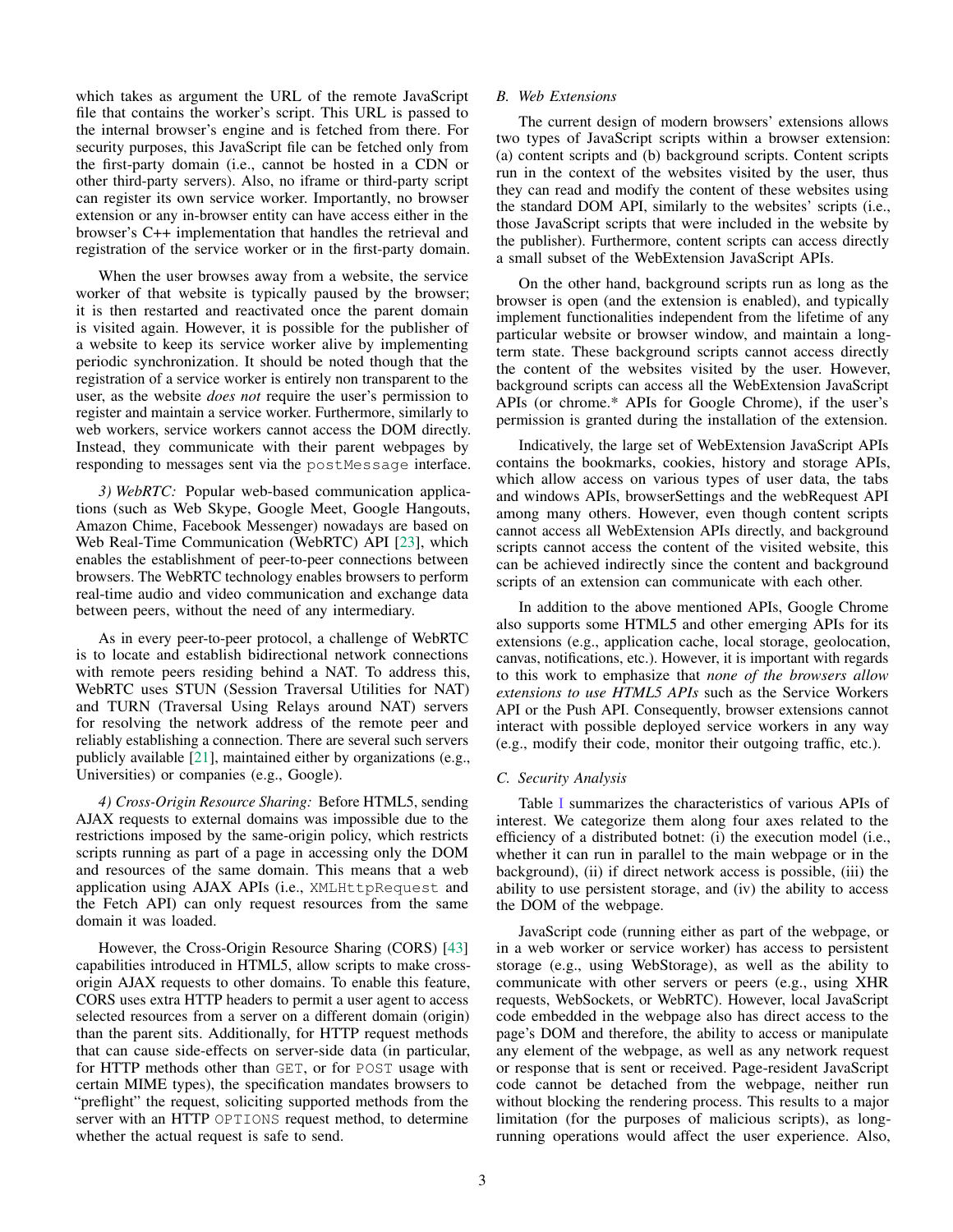which takes as argument the URL of the remote JavaScript file that contains the worker's script. This URL is passed to the internal browser's engine and is fetched from there. For security purposes, this JavaScript file can be fetched only from the first-party domain (i.e., cannot be hosted in a CDN or other third-party servers). Also, no iframe or third-party script can register its own service worker. Importantly, no browser extension or any in-browser entity can have access either in the browser's C++ implementation that handles the retrieval and registration of the service worker or in the first-party domain.

When the user browses away from a website, the service worker of that website is typically paused by the browser; it is then restarted and reactivated once the parent domain is visited again. However, it is possible for the publisher of a website to keep its service worker alive by implementing periodic synchronization. It should be noted though that the registration of a service worker is entirely non transparent to the user, as the website *does not* require the user's permission to register and maintain a service worker. Furthermore, similarly to web workers, service workers cannot access the DOM directly. Instead, they communicate with their parent webpages by responding to messages sent via the `postMessage` interface.

*3) WebRTC:* Popular web-based communication applications (such as Web Skype, Google Meet, Google Hangouts, Amazon Chime, Facebook Messenger) nowadays are based on Web Real-Time Communication (WebRTC) API [23], which enables the establishment of peer-to-peer connections between browsers. The WebRTC technology enables browsers to perform real-time audio and video communication and exchange data between peers, without the need of any intermediary.

As in every peer-to-peer protocol, a challenge of WebRTC is to locate and establish bidirectional network connections with remote peers residing behind a NAT. To address this, WebRTC uses STUN (Session Traversal Utilities for NAT) and TURN (Traversal Using Relays around NAT) servers for resolving the network address of the remote peer and reliably establishing a connection. There are several such servers publicly available [21], maintained either by organizations (e.g., Universities) or companies (e.g., Google).

*4) Cross-Origin Resource Sharing:* Before HTML5, sending AJAX requests to external domains was impossible due to the restrictions imposed by the same-origin policy, which restricts scripts running as part of a page in accessing only the DOM and resources of the same domain. This means that a web application using AJAX APIs (i.e., `XMLHttpRequest` and the Fetch API) can only request resources from the same domain it was loaded.

However, the Cross-Origin Resource Sharing (CORS) [43] capabilities introduced in HTML5, allow scripts to make cross-origin AJAX requests to other domains. To enable this feature, CORS uses extra HTTP headers to permit a user agent to access selected resources from a server on a different domain (origin) than the parent sits. Additionally, for HTTP request methods that can cause side-effects on server-side data (in particular, for HTTP methods other than `GET`, or for `POST` usage with certain MIME types), the specification mandates browsers to "preflight" the request, soliciting supported methods from the server with an HTTP `OPTIONS` request method, to determine whether the actual request is safe to send.

### B. Web Extensions

The current design of modern browsers' extensions allows two types of JavaScript scripts within a browser extension: (a) content scripts and (b) background scripts. Content scripts run in the context of the websites visited by the user, thus they can read and modify the content of these websites using the standard DOM API, similarly to the websites' scripts (i.e., those JavaScript scripts that were included in the website by the publisher). Furthermore, content scripts can access directly a small subset of the WebExtension JavaScript APIs.

On the other hand, background scripts run as long as the browser is open (and the extension is enabled), and typically implement functionalities independent from the lifetime of any particular website or browser window, and maintain a long-term state. These background scripts cannot access directly the content of the websites visited by the user. However, background scripts can access all the WebExtension JavaScript APIs (or chrome.* APIs for Google Chrome), if the user's permission is granted during the installation of the extension.

Indicatively, the large set of WebExtension JavaScript APIs contains the bookmarks, cookies, history and storage APIs, which allow access on various types of user data, the tabs and windows APIs, browserSettings and the webRequest API among many others. However, even though content scripts cannot access all WebExtension APIs directly, and background scripts cannot access the content of the visited website, this can be achieved indirectly since the content and background scripts of an extension can communicate with each other.

In addition to the above mentioned APIs, Google Chrome also supports some HTML5 and other emerging APIs for its extensions (e.g., application cache, local storage, geolocation, canvas, notifications, etc.). However, it is important with regards to this work to emphasize that *none of the browsers allow extensions to use HTML5 APIs* such as the Service Workers API or the Push API. Consequently, browser extensions cannot interact with possible deployed service workers in any way (e.g., modify their code, monitor their outgoing traffic, etc.).

### C. Security Analysis

Table I summarizes the characteristics of various APIs of interest. We categorize them along four axes related to the efficiency of a distributed botnet: (i) the execution model (i.e., whether it can run in parallel to the main webpage or in the background), (ii) if direct network access is possible, (iii) the ability to use persistent storage, and (iv) the ability to access the DOM of the webpage.

JavaScript code (running either as part of the webpage, or in a web worker or service worker) has access to persistent storage (e.g., using WebStorage), as well as the ability to communicate with other servers or peers (e.g., using XHR requests, WebSockets, or WebRTC). However, local JavaScript code embedded in the webpage also has direct access to the page's DOM and therefore, the ability to access or manipulate any element of the webpage, as well as any network request or response that is sent or received. Page-resident JavaScript code cannot be detached from the webpage, neither run without blocking the rendering process. This results to a major limitation (for the purposes of malicious scripts), as long-running operations would affect the user experience. Also,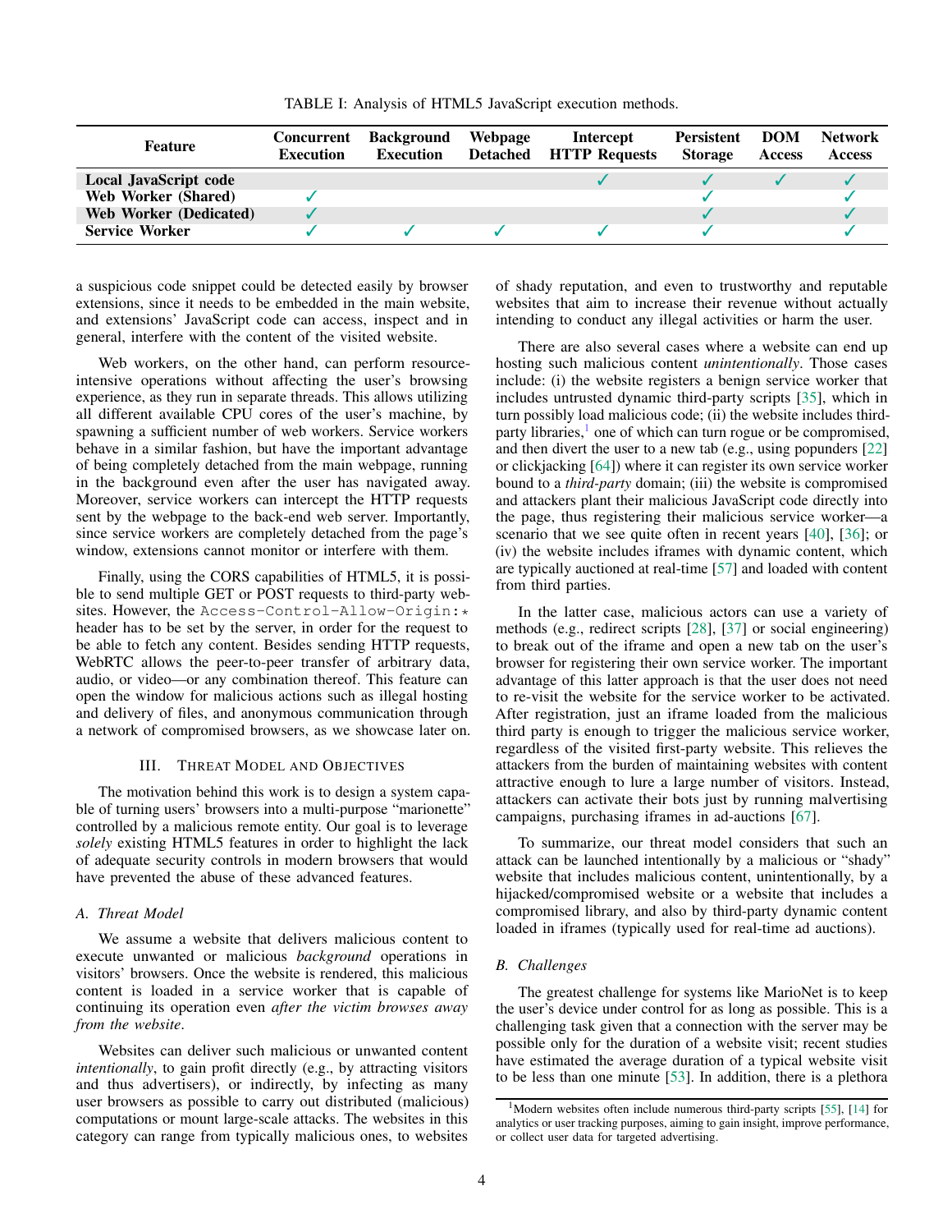TABLE I: Analysis of HTML5 JavaScript execution methods.

| Feature | Concurrent Execution | Background Execution | Webpage Detached | Intercept HTTP Requests | Persistent Storage | DOM Access | Network Access |
|---|---|---|---|---|---|---|---|
| **Local JavaScript code** | | | | ✓ | ✓ | ✓ | ✓ |
| **Web Worker (Shared)** | ✓ | | | | ✓ | | ✓ |
| **Web Worker (Dedicated)** | ✓ | | | | ✓ | | ✓ |
| **Service Worker** | ✓ | ✓ | ✓ | ✓ | ✓ | | ✓ |

a suspicious code snippet could be detected easily by browser extensions, since it needs to be embedded in the main website, and extensions' JavaScript code can access, inspect and in general, interfere with the content of the visited website.

Web workers, on the other hand, can perform resource-intensive operations without affecting the user's browsing experience, as they run in separate threads. This allows utilizing all different available CPU cores of the user's machine, by spawning a sufficient number of web workers. Service workers behave in a similar fashion, but have the important advantage of being completely detached from the main webpage, running in the background even after the user has navigated away. Moreover, service workers can intercept the HTTP requests sent by the webpage to the back-end web server. Importantly, since service workers are completely detached from the page's window, extensions cannot monitor or interfere with them.

Finally, using the CORS capabilities of HTML5, it is possible to send multiple GET or POST requests to third-party websites. However, the `Access-Control-Allow-Origin:*` header has to be set by the server, in order for the request to be able to fetch any content. Besides sending HTTP requests, WebRTC allows the peer-to-peer transfer of arbitrary data, audio, or video—or any combination thereof. This feature can open the window for malicious actions such as illegal hosting and delivery of files, and anonymous communication through a network of compromised browsers, as we showcase later on.

## III. Threat Model and Objectives

The motivation behind this work is to design a system capable of turning users' browsers into a multi-purpose "marionette" controlled by a malicious remote entity. Our goal is to leverage *solely* existing HTML5 features in order to highlight the lack of adequate security controls in modern browsers that would have prevented the abuse of these advanced features.

### A. Threat Model

We assume a website that delivers malicious content to execute unwanted or malicious *background* operations in visitors' browsers. Once the website is rendered, this malicious content is loaded in a service worker that is capable of continuing its operation even *after the victim browses away from the website*.

Websites can deliver such malicious or unwanted content *intentionally*, to gain profit directly (e.g., by attracting visitors and thus advertisers), or indirectly, by infecting as many user browsers as possible to carry out distributed (malicious) computations or mount large-scale attacks. The websites in this category can range from typically malicious ones, to websites of shady reputation, and even to trustworthy and reputable websites that aim to increase their revenue without actually intending to conduct any illegal activities or harm the user.

There are also several cases where a website can end up hosting such malicious content *unintentionally*. Those cases include: (i) the website registers a benign service worker that includes untrusted dynamic third-party scripts [35], which in turn possibly load malicious code; (ii) the website includes third-party libraries,[1] one of which can turn rogue or be compromised, and then divert the user to a new tab (e.g., using popunders [22] or clickjacking [64]) where it can register its own service worker bound to a *third-party* domain; (iii) the website is compromised and attackers plant their malicious JavaScript code directly into the page, thus registering their malicious service worker—a scenario that we see quite often in recent years [40], [36]; or (iv) the website includes iframes with dynamic content, which are typically auctioned at real-time [57] and loaded with content from third parties.

In the latter case, malicious actors can use a variety of methods (e.g., redirect scripts [28], [37] or social engineering) to break out of the iframe and open a new tab on the user's browser for registering their own service worker. The important advantage of this latter approach is that the user does not need to re-visit the website for the service worker to be activated. After registration, just an iframe loaded from the malicious third party is enough to trigger the malicious service worker, regardless of the visited first-party website. This relieves the attackers from the burden of maintaining websites with content attractive enough to lure a large number of visitors. Instead, attackers can activate their bots just by running malvertising campaigns, purchasing iframes in ad-auctions [67].

To summarize, our threat model considers that such an attack can be launched intentionally by a malicious or "shady" website that includes malicious content, unintentionally, by a hijacked/compromised website or a website that includes a compromised library, and also by third-party dynamic content loaded in iframes (typically used for real-time ad auctions).

### B. Challenges

The greatest challenge for systems like MarioNet is to keep the user's device under control for as long as possible. This is a challenging task given that a connection with the server may be possible only for the duration of a website visit; recent studies have estimated the average duration of a typical website visit to be less than one minute [53]. In addition, there is a plethora

[1]Modern websites often include numerous third-party scripts [55], [14] for analytics or user tracking purposes, aiming to gain insight, improve performance, or collect user data for targeted advertising.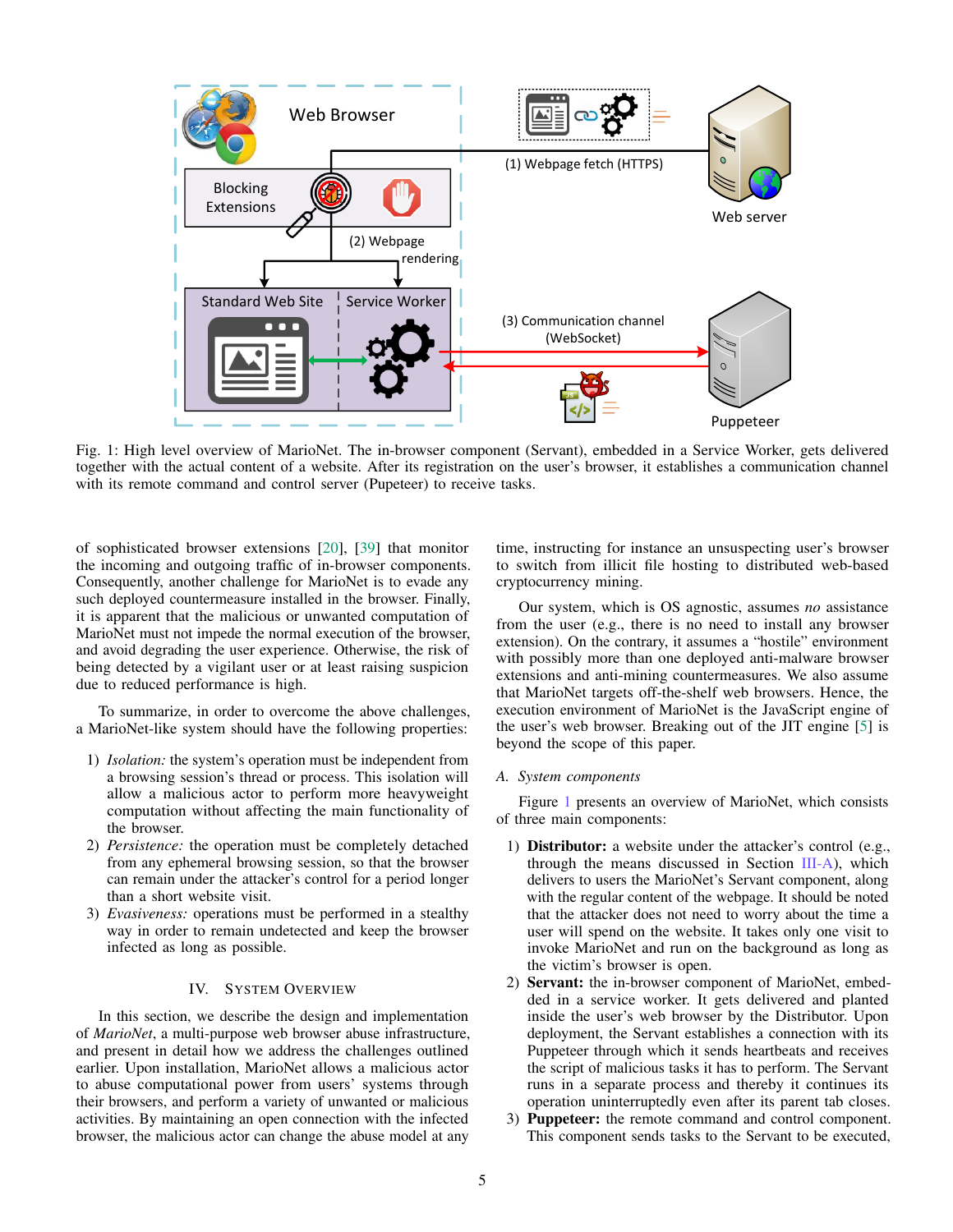Web Browser

Blocking Extensions

(1) Webpage fetch (HTTPS)

Web server

(2) Webpage rendering

Standard Web Site

Service Worker

(3) Communication channel (WebSocket)

Puppeteer

Fig. 1: High level overview of MarioNet. The in-browser component (Servant), embedded in a Service Worker, gets delivered together with the actual content of a website. After its registration on the user's browser, it establishes a communication channel with its remote command and control server (Pupeteer) to receive tasks.

of sophisticated browser extensions [20], [39] that monitor the incoming and outgoing traffic of in-browser components. Consequently, another challenge for MarioNet is to evade any such deployed countermeasure installed in the browser. Finally, it is apparent that the malicious or unwanted computation of MarioNet must not impede the normal execution of the browser, and avoid degrading the user experience. Otherwise, the risk of being detected by a vigilant user or at least raising suspicion due to reduced performance is high.

To summarize, in order to overcome the above challenges, a MarioNet-like system should have the following properties:

1) *Isolation:* the system's operation must be independent from a browsing session's thread or process. This isolation will allow a malicious actor to perform more heavyweight computation without affecting the main functionality of the browser.
2) *Persistence:* the operation must be completely detached from any ephemeral browsing session, so that the browser can remain under the attacker's control for a period longer than a short website visit.
3) *Evasiveness:* operations must be performed in a stealthy way in order to remain undetected and keep the browser infected as long as possible.

## IV. System Overview

In this section, we describe the design and implementation of *MarioNet*, a multi-purpose web browser abuse infrastructure, and present in detail how we address the challenges outlined earlier. Upon installation, MarioNet allows a malicious actor to abuse computational power from users' systems through their browsers, and perform a variety of unwanted or malicious activities. By maintaining an open connection with the infected browser, the malicious actor can change the abuse model at any time, instructing for instance an unsuspecting user's browser to switch from illicit file hosting to distributed web-based cryptocurrency mining.

Our system, which is OS agnostic, assumes *no* assistance from the user (e.g., there is no need to install any browser extension). On the contrary, it assumes a "hostile" environment with possibly more than one deployed anti-malware browser extensions and anti-mining countermeasures. We also assume that MarioNet targets off-the-shelf web browsers. Hence, the execution environment of MarioNet is the JavaScript engine of the user's web browser. Breaking out of the JIT engine [5] is beyond the scope of this paper.

### A. System components

Figure 1 presents an overview of MarioNet, which consists of three main components:

1) **Distributor:** a website under the attacker's control (e.g., through the means discussed in Section III-A), which delivers to users the MarioNet's Servant component, along with the regular content of the webpage. It should be noted that the attacker does not need to worry about the time a user will spend on the website. It takes only one visit to invoke MarioNet and run on the background as long as the victim's browser is open.
2) **Servant:** the in-browser component of MarioNet, embedded in a service worker. It gets delivered and planted inside the user's web browser by the Distributor. Upon deployment, the Servant establishes a connection with its Puppeteer through which it sends heartbeats and receives the script of malicious tasks it has to perform. The Servant runs in a separate process and thereby it continues its operation uninterruptedly even after its parent tab closes.
3) **Puppeteer:** the remote command and control component. This component sends tasks to the Servant to be executed,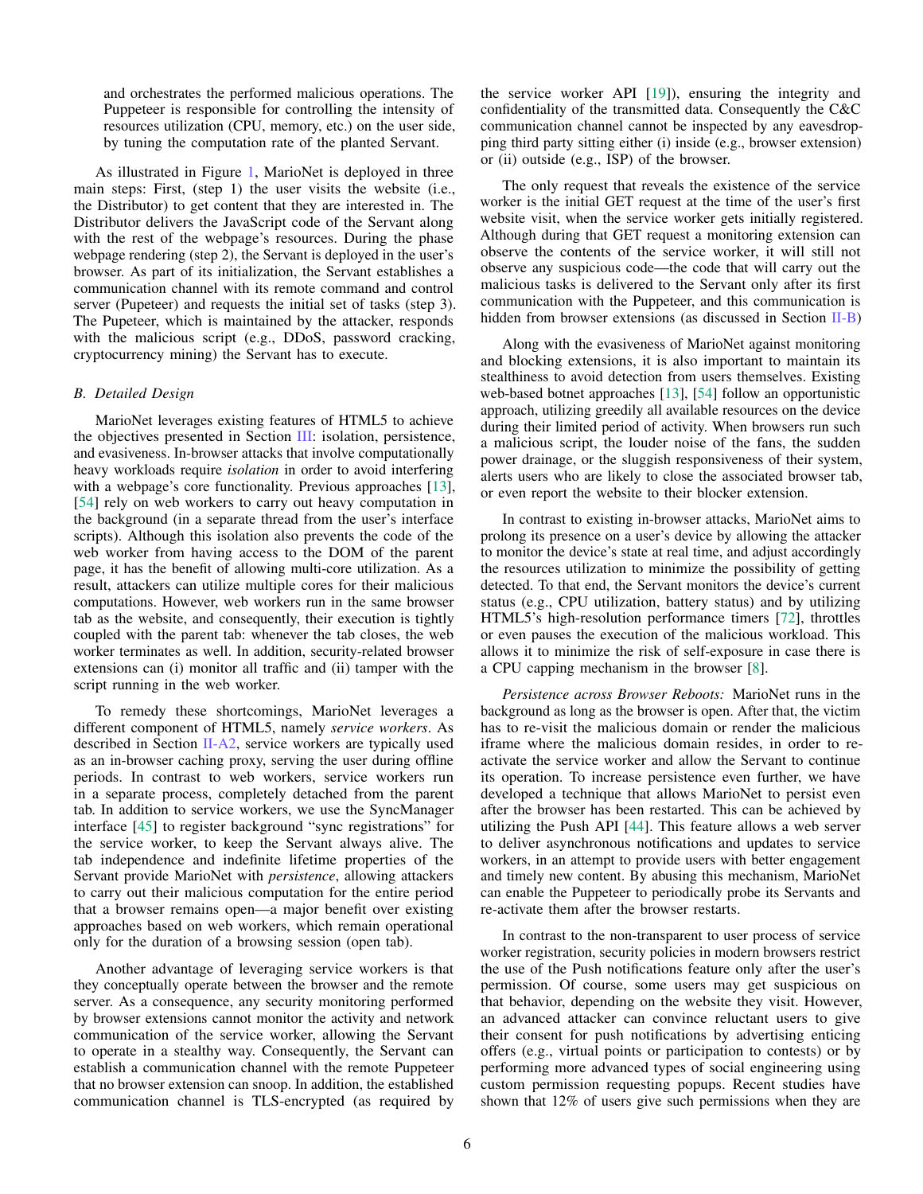and orchestrates the performed malicious operations. The Puppeteer is responsible for controlling the intensity of resources utilization (CPU, memory, etc.) on the user side, by tuning the computation rate of the planted Servant.

As illustrated in Figure 1, MarioNet is deployed in three main steps: First, (step 1) the user visits the website (i.e., the Distributor) to get content that they are interested in. The Distributor delivers the JavaScript code of the Servant along with the rest of the webpage's resources. During the phase webpage rendering (step 2), the Servant is deployed in the user's browser. As part of its initialization, the Servant establishes a communication channel with its remote command and control server (Pupeteer) and requests the initial set of tasks (step 3). The Pupeteer, which is maintained by the attacker, responds with the malicious script (e.g., DDoS, password cracking, cryptocurrency mining) the Servant has to execute.

### B. Detailed Design

MarioNet leverages existing features of HTML5 to achieve the objectives presented in Section III: isolation, persistence, and evasiveness. In-browser attacks that involve computationally heavy workloads require *isolation* in order to avoid interfering with a webpage's core functionality. Previous approaches [13], [54] rely on web workers to carry out heavy computation in the background (in a separate thread from the user's interface scripts). Although this isolation also prevents the code of the web worker from having access to the DOM of the parent page, it has the benefit of allowing multi-core utilization. As a result, attackers can utilize multiple cores for their malicious computations. However, web workers run in the same browser tab as the website, and consequently, their execution is tightly coupled with the parent tab: whenever the tab closes, the web worker terminates as well. In addition, security-related browser extensions can (i) monitor all traffic and (ii) tamper with the script running in the web worker.

To remedy these shortcomings, MarioNet leverages a different component of HTML5, namely *service workers*. As described in Section II-A2, service workers are typically used as an in-browser caching proxy, serving the user during offline periods. In contrast to web workers, service workers run in a separate process, completely detached from the parent tab. In addition to service workers, we use the SyncManager interface [45] to register background "sync registrations" for the service worker, to keep the Servant always alive. The tab independence and indefinite lifetime properties of the Servant provide MarioNet with *persistence*, allowing attackers to carry out their malicious computation for the entire period that a browser remains open—a major benefit over existing approaches based on web workers, which remain operational only for the duration of a browsing session (open tab).

Another advantage of leveraging service workers is that they conceptually operate between the browser and the remote server. As a consequence, any security monitoring performed by browser extensions cannot monitor the activity and network communication of the service worker, allowing the Servant to operate in a stealthy way. Consequently, the Servant can establish a communication channel with the remote Puppeteer that no browser extension can snoop. In addition, the established communication channel is TLS-encrypted (as required by the service worker API [19]), ensuring the integrity and confidentiality of the transmitted data. Consequently the C&C communication channel cannot be inspected by any eavesdropping third party sitting either (i) inside (e.g., browser extension) or (ii) outside (e.g., ISP) of the browser.

The only request that reveals the existence of the service worker is the initial GET request at the time of the user's first website visit, when the service worker gets initially registered. Although during that GET request a monitoring extension can observe the contents of the service worker, it will still not observe any suspicious code—the code that will carry out the malicious tasks is delivered to the Servant only after its first communication with the Puppeteer, and this communication is hidden from browser extensions (as discussed in Section II-B)

Along with the evasiveness of MarioNet against monitoring and blocking extensions, it is also important to maintain its stealthiness to avoid detection from users themselves. Existing web-based botnet approaches [13], [54] follow an opportunistic approach, utilizing greedily all available resources on the device during their limited period of activity. When browsers run such a malicious script, the louder noise of the fans, the sudden power drainage, or the sluggish responsiveness of their system, alerts users who are likely to close the associated browser tab, or even report the website to their blocker extension.

In contrast to existing in-browser attacks, MarioNet aims to prolong its presence on a user's device by allowing the attacker to monitor the device's state at real time, and adjust accordingly the resources utilization to minimize the possibility of getting detected. To that end, the Servant monitors the device's current status (e.g., CPU utilization, battery status) and by utilizing HTML5's high-resolution performance timers [72], throttles or even pauses the execution of the malicious workload. This allows it to minimize the risk of self-exposure in case there is a CPU capping mechanism in the browser [8].

*Persistence across Browser Reboots:* MarioNet runs in the background as long as the browser is open. After that, the victim has to re-visit the malicious domain or render the malicious iframe where the malicious domain resides, in order to re-activate the service worker and allow the Servant to continue its operation. To increase persistence even further, we have developed a technique that allows MarioNet to persist even after the browser has been restarted. This can be achieved by utilizing the Push API [44]. This feature allows a web server to deliver asynchronous notifications and updates to service workers, in an attempt to provide users with better engagement and timely new content. By abusing this mechanism, MarioNet can enable the Puppeteer to periodically probe its Servants and re-activate them after the browser restarts.

In contrast to the non-transparent to user process of service worker registration, security policies in modern browsers restrict the use of the Push notifications feature only after the user's permission. Of course, some users may get suspicious on that behavior, depending on the website they visit. However, an advanced attacker can convince reluctant users to give their consent for push notifications by advertising enticing offers (e.g., virtual points or participation to contests) or by performing more advanced types of social engineering using custom permission requesting popups. Recent studies have shown that 12% of users give such permissions when they are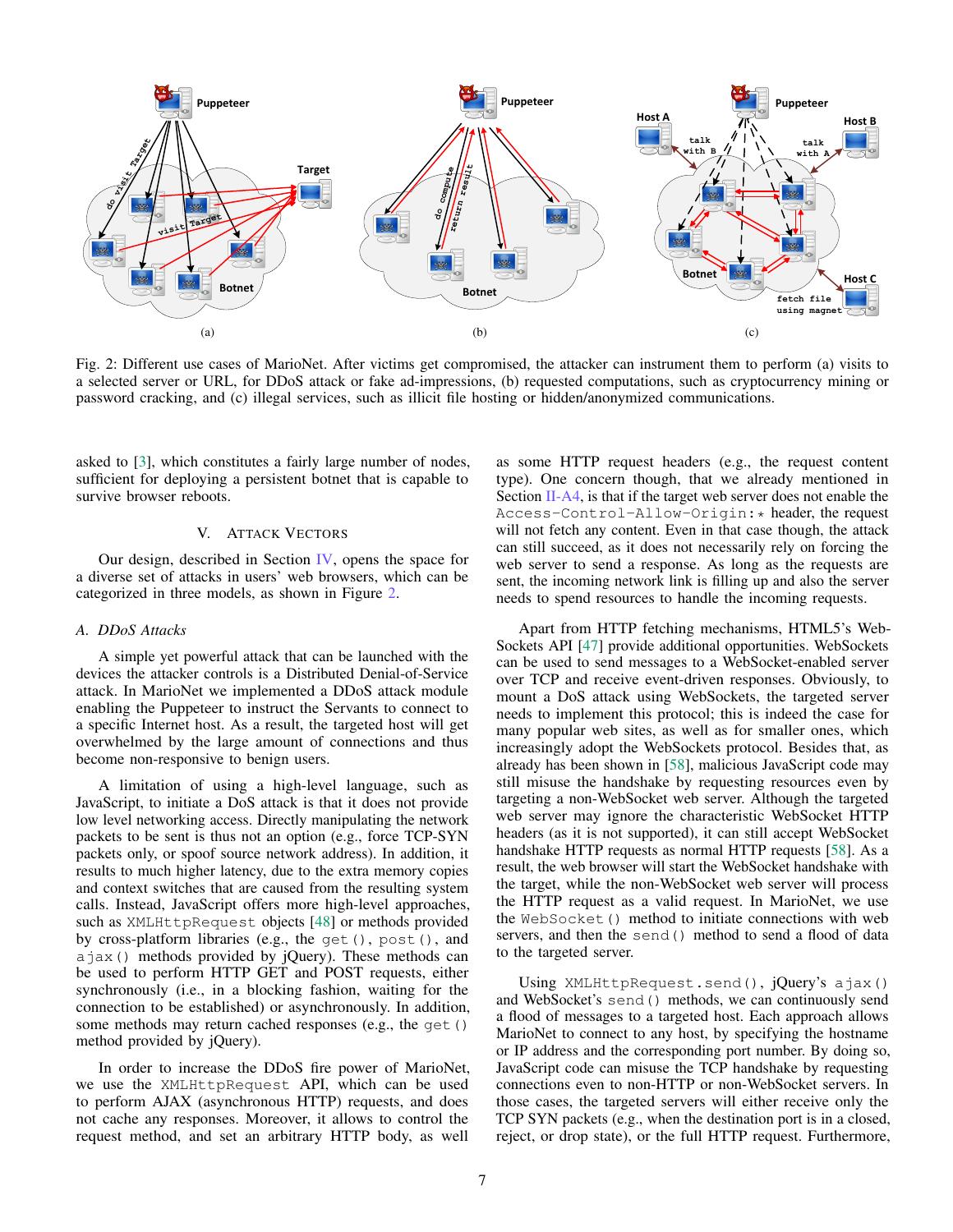Puppeteer

Target

do visit Target

visit Target

Botnet

(a)

Puppeteer

do compute

return result

Botnet

(b)

Puppeteer

Host A

Host B

talk with B

talk with A

Botnet

Host C

fetch file using magnet

(c)

Fig. 2: Different use cases of MarioNet. After victims get compromised, the attacker can instrument them to perform (a) visits to a selected server or URL, for DDoS attack or fake ad-impressions, (b) requested computations, such as cryptocurrency mining or password cracking, and (c) illegal services, such as illicit file hosting or hidden/anonymized communications.

asked to [3], which constitutes a fairly large number of nodes, sufficient for deploying a persistent botnet that is capable to survive browser reboots.

## V. Attack Vectors

Our design, described in Section IV, opens the space for a diverse set of attacks in users' web browsers, which can be categorized in three models, as shown in Figure 2.

### A. DDoS Attacks

A simple yet powerful attack that can be launched with the devices the attacker controls is a Distributed Denial-of-Service attack. In MarioNet we implemented a DDoS attack module enabling the Puppeteer to instruct the Servants to connect to a specific Internet host. As a result, the targeted host will get overwhelmed by the large amount of connections and thus become non-responsive to benign users.

A limitation of using a high-level language, such as JavaScript, to initiate a DoS attack is that it does not provide low level networking access. Directly manipulating the network packets to be sent is thus not an option (e.g., force TCP-SYN packets only, or spoof source network address). In addition, it results to much higher latency, due to the extra memory copies and context switches that are caused from the resulting system calls. Instead, JavaScript offers more high-level approaches, such as `XMLHttpRequest` objects [48] or methods provided by cross-platform libraries (e.g., the `get()`, `post()`, and `ajax()` methods provided by jQuery). These methods can be used to perform HTTP GET and POST requests, either synchronously (i.e., in a blocking fashion, waiting for the connection to be established) or asynchronously. In addition, some methods may return cached responses (e.g., the `get()` method provided by jQuery).

In order to increase the DDoS fire power of MarioNet, we use the `XMLHttpRequest` API, which can be used to perform AJAX (asynchronous HTTP) requests, and does not cache any responses. Moreover, it allows to control the request method, and set an arbitrary HTTP body, as well as some HTTP request headers (e.g., the request content type). One concern though, that we already mentioned in Section II-A4, is that if the target web server does not enable the `Access-Control-Allow-Origin:*` header, the request will not fetch any content. Even in that case though, the attack can still succeed, as it does not necessarily rely on forcing the web server to send a response. As long as the requests are sent, the incoming network link is filling up and also the server needs to spend resources to handle the incoming requests.

Apart from HTTP fetching mechanisms, HTML5's WebSockets API [47] provide additional opportunities. WebSockets can be used to send messages to a WebSocket-enabled server over TCP and receive event-driven responses. Obviously, to mount a DoS attack using WebSockets, the targeted server needs to implement this protocol; this is indeed the case for many popular web sites, as well as for smaller ones, which increasingly adopt the WebSockets protocol. Besides that, as already has been shown in [58], malicious JavaScript code may still misuse the handshake by requesting resources even by targeting a non-WebSocket web server. Although the targeted web server may ignore the characteristic WebSocket HTTP headers (as it is not supported), it can still accept WebSocket handshake HTTP requests as normal HTTP requests [58]. As a result, the web browser will start the WebSocket handshake with the target, while the non-WebSocket web server will process the HTTP request as a valid request. In MarioNet, we use the `WebSocket()` method to initiate connections with web servers, and then the `send()` method to send a flood of data to the targeted server.

Using `XMLHttpRequest.send()`, jQuery's `ajax()` and WebSocket's `send()` methods, we can continuously send a flood of messages to a targeted host. Each approach allows MarioNet to connect to any host, by specifying the hostname or IP address and the corresponding port number. By doing so, JavaScript code can misuse the TCP handshake by requesting connections even to non-HTTP or non-WebSocket servers. In those cases, the targeted servers will either receive only the TCP SYN packets (e.g., when the destination port is in a closed, reject, or drop state), or the full HTTP request. Furthermore,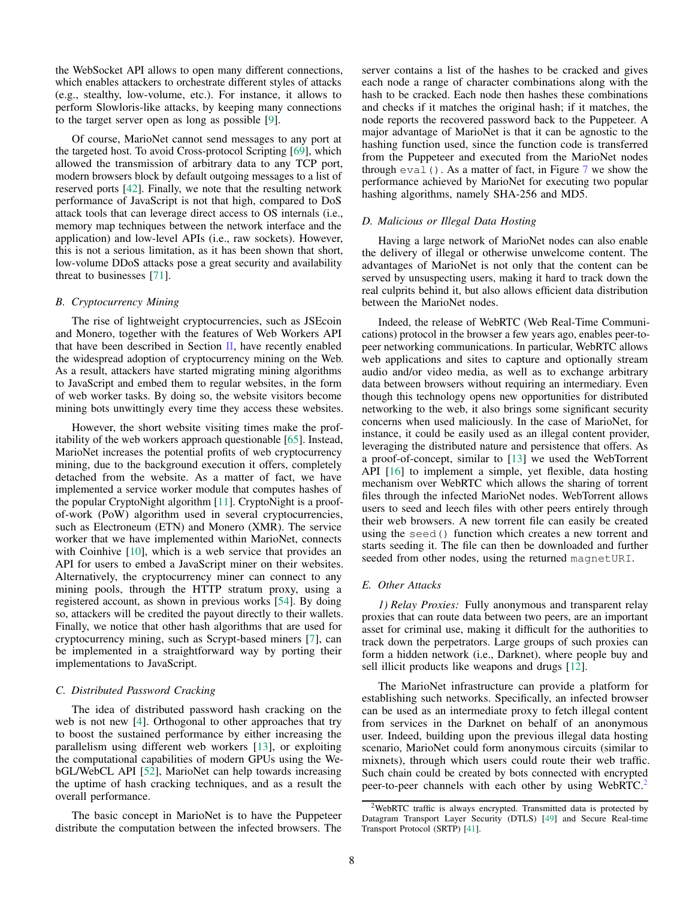the WebSocket API allows to open many different connections, which enables attackers to orchestrate different styles of attacks (e.g., stealthy, low-volume, etc.). For instance, it allows to perform Slowloris-like attacks, by keeping many connections to the target server open as long as possible [9].

Of course, MarioNet cannot send messages to any port at the targeted host. To avoid Cross-protocol Scripting [69], which allowed the transmission of arbitrary data to any TCP port, modern browsers block by default outgoing messages to a list of reserved ports [42]. Finally, we note that the resulting network performance of JavaScript is not that high, compared to DoS attack tools that can leverage direct access to OS internals (i.e., memory map techniques between the network interface and the application) and low-level APIs (i.e., raw sockets). However, this is not a serious limitation, as it has been shown that short, low-volume DDoS attacks pose a great security and availability threat to businesses [71].

### *B. Cryptocurrency Mining*

The rise of lightweight cryptocurrencies, such as JSEcoin and Monero, together with the features of Web Workers API that have been described in Section II, have recently enabled the widespread adoption of cryptocurrency mining on the Web. As a result, attackers have started migrating mining algorithms to JavaScript and embed them to regular websites, in the form of web worker tasks. By doing so, the website visitors become mining bots unwittingly every time they access these websites.

However, the short website visiting times make the profitability of the web workers approach questionable [65]. Instead, MarioNet increases the potential profits of web cryptocurrency mining, due to the background execution it offers, completely detached from the website. As a matter of fact, we have implemented a service worker module that computes hashes of the popular CryptoNight algorithm [11]. CryptoNight is a proof-of-work (PoW) algorithm used in several cryptocurrencies, such as Electroneum (ETN) and Monero (XMR). The service worker that we have implemented within MarioNet, connects with Coinhive [10], which is a web service that provides an API for users to embed a JavaScript miner on their websites. Alternatively, the cryptocurrency miner can connect to any mining pools, through the HTTP stratum proxy, using a registered account, as shown in previous works [54]. By doing so, attackers will be credited the payout directly to their wallets. Finally, we notice that other hash algorithms that are used for cryptocurrency mining, such as Scrypt-based miners [7], can be implemented in a straightforward way by porting their implementations to JavaScript.

### *C. Distributed Password Cracking*

The idea of distributed password hash cracking on the web is not new [4]. Orthogonal to other approaches that try to boost the sustained performance by either increasing the parallelism using different web workers [13], or exploiting the computational capabilities of modern GPUs using the WebGL/WebCL API [52], MarioNet can help towards increasing the uptime of hash cracking techniques, and as a result the overall performance.

The basic concept in MarioNet is to have the Puppeteer distribute the computation between the infected browsers. The server contains a list of the hashes to be cracked and gives each node a range of character combinations along with the hash to be cracked. Each node then hashes these combinations and checks if it matches the original hash; if it matches, the node reports the recovered password back to the Puppeteer. A major advantage of MarioNet is that it can be agnostic to the hashing function used, since the function code is transferred from the Puppeteer and executed from the MarioNet nodes through `eval()`. As a matter of fact, in Figure 7 we show the performance achieved by MarioNet for executing two popular hashing algorithms, namely SHA-256 and MD5.

### *D. Malicious or Illegal Data Hosting*

Having a large network of MarioNet nodes can also enable the delivery of illegal or otherwise unwelcome content. The advantages of MarioNet is not only that the content can be served by unsuspecting users, making it hard to track down the real culprits behind it, but also allows efficient data distribution between the MarioNet nodes.

Indeed, the release of WebRTC (Web Real-Time Communications) protocol in the browser a few years ago, enables peer-to-peer networking communications. In particular, WebRTC allows web applications and sites to capture and optionally stream audio and/or video media, as well as to exchange arbitrary data between browsers without requiring an intermediary. Even though this technology opens new opportunities for distributed networking to the web, it also brings some significant security concerns when used maliciously. In the case of MarioNet, for instance, it could be easily used as an illegal content provider, leveraging the distributed nature and persistence that offers. As a proof-of-concept, similar to [13] we used the WebTorrent API [16] to implement a simple, yet flexible, data hosting mechanism over WebRTC which allows the sharing of torrent files through the infected MarioNet nodes. WebTorrent allows users to seed and leech files with other peers entirely through their web browsers. A new torrent file can easily be created using the `seed()` function which creates a new torrent and starts seeding it. The file can then be downloaded and further seeded from other nodes, using the returned `magnetURI`.

### *E. Other Attacks*

*1) Relay Proxies:* Fully anonymous and transparent relay proxies that can route data between two peers, are an important asset for criminal use, making it difficult for the authorities to track down the perpetrators. Large groups of such proxies can form a hidden network (i.e., Darknet), where people buy and sell illicit products like weapons and drugs [12].

The MarioNet infrastructure can provide a platform for establishing such networks. Specifically, an infected browser can be used as an intermediate proxy to fetch illegal content from services in the Darknet on behalf of an anonymous user. Indeed, building upon the previous illegal data hosting scenario, MarioNet could form anonymous circuits (similar to mixnets), through which users could route their web traffic. Such chain could be created by bots connected with encrypted peer-to-peer channels with each other by using WebRTC.[2]

[2]WebRTC traffic is always encrypted. Transmitted data is protected by Datagram Transport Layer Security (DTLS) [49] and Secure Real-time Transport Protocol (SRTP) [41].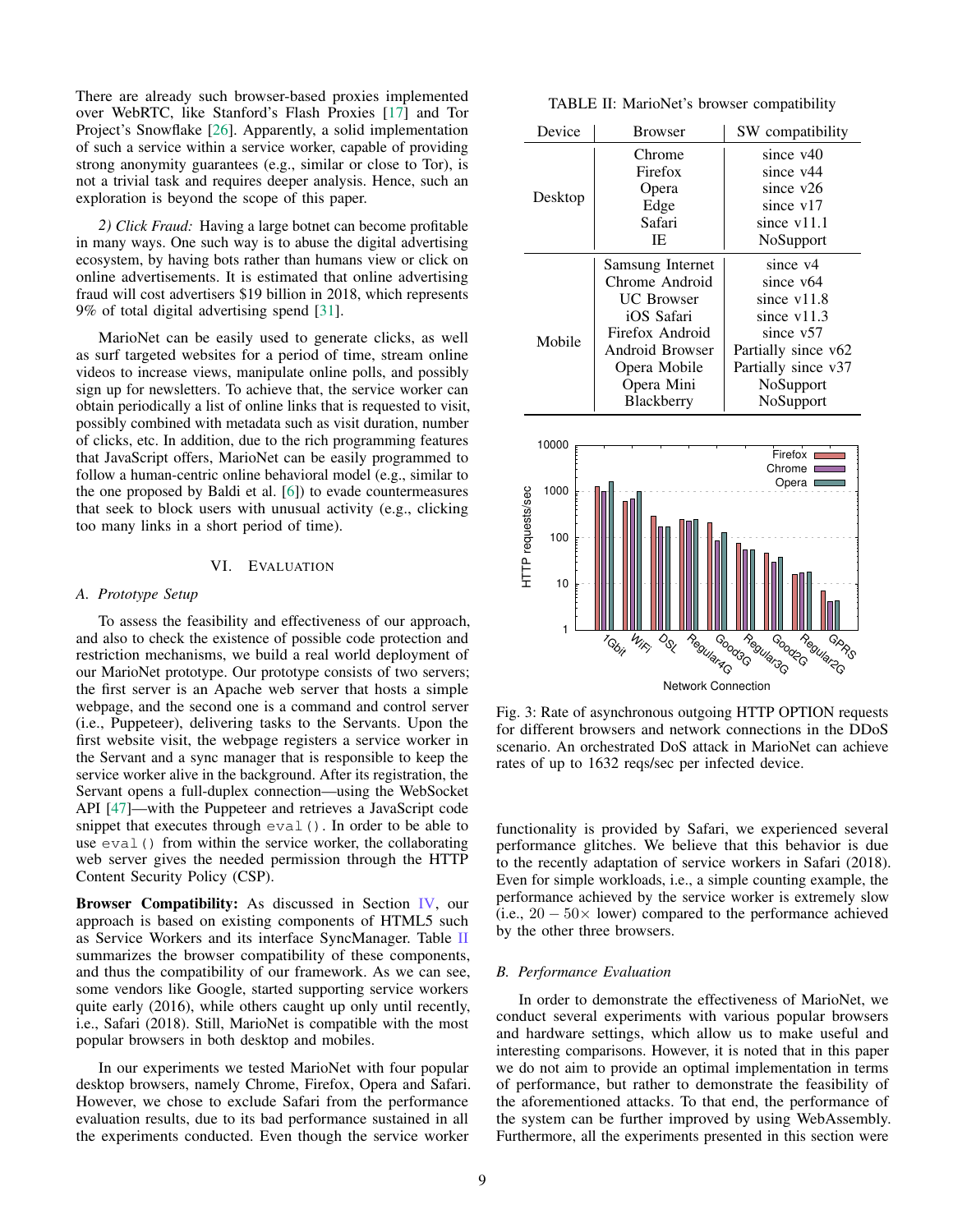There are already such browser-based proxies implemented over WebRTC, like Stanford's Flash Proxies [17] and Tor Project's Snowflake [26]. Apparently, a solid implementation of such a service within a service worker, capable of providing strong anonymity guarantees (e.g., similar or close to Tor), is not a trivial task and requires deeper analysis. Hence, such an exploration is beyond the scope of this paper.

*2) Click Fraud:* Having a large botnet can become profitable in many ways. One such way is to abuse the digital advertising ecosystem, by having bots rather than humans view or click on online advertisements. It is estimated that online advertising fraud will cost advertisers $19 billion in 2018, which represents 9% of total digital advertising spend [31].

MarioNet can be easily used to generate clicks, as well as surf targeted websites for a period of time, stream online videos to increase views, manipulate online polls, and possibly sign up for newsletters. To achieve that, the service worker can obtain periodically a list of online links that is requested to visit, possibly combined with metadata such as visit duration, number of clicks, etc. In addition, due to the rich programming features that JavaScript offers, MarioNet can be easily programmed to follow a human-centric online behavioral model (e.g., similar to the one proposed by Baldi et al. [6]) to evade countermeasures that seek to block users with unusual activity (e.g., clicking too many links in a short period of time).

## VI. Evaluation

### A. Prototype Setup

To assess the feasibility and effectiveness of our approach, and also to check the existence of possible code protection and restriction mechanisms, we build a real world deployment of our MarioNet prototype. Our prototype consists of two servers; the first server is an Apache web server that hosts a simple webpage, and the second one is a command and control server (i.e., Puppeteer), delivering tasks to the Servants. Upon the first website visit, the webpage registers a service worker in the Servant and a sync manager that is responsible to keep the service worker alive in the background. After its registration, the Servant opens a full-duplex connection—using the WebSocket API [47]—with the Puppeteer and retrieves a JavaScript code snippet that executes through `eval()`. In order to be able to use `eval()` from within the service worker, the collaborating web server gives the needed permission through the HTTP Content Security Policy (CSP).

**Browser Compatibility:** As discussed in Section IV, our approach is based on existing components of HTML5 such as Service Workers and its interface SyncManager. Table II summarizes the browser compatibility of these components, and thus the compatibility of our framework. As we can see, some vendors like Google, started supporting service workers quite early (2016), while others caught up only until recently, i.e., Safari (2018). Still, MarioNet is compatible with the most popular browsers in both desktop and mobiles.

In our experiments we tested MarioNet with four popular desktop browsers, namely Chrome, Firefox, Opera and Safari. However, we chose to exclude Safari from the performance evaluation results, due to its bad performance sustained in all the experiments conducted. Even though the service worker functionality is provided by Safari, we experienced several performance glitches. We believe that this behavior is due to the recently adaptation of service workers in Safari (2018). Even for simple workloads, i.e., a simple counting example, the performance achieved by the service worker is extremely slow (i.e., $20-50\times$ lower) compared to the performance achieved by the other three browsers.

TABLE II: MarioNet's browser compatibility

| Device | Browser | SW compatibility |
|---|---|---|
| Desktop | Chrome | since v40 |
| | Firefox | since v44 |
| | Opera | since v26 |
| | Edge | since v17 |
| | Safari | since v11.1 |
| | IE | NoSupport |
| Mobile | Samsung Internet | since v4 |
| | Chrome Android | since v64 |
| | UC Browser | since v11.8 |
| | iOS Safari | since v11.3 |
| | Firefox Android | since v57 |
| | Android Browser | Partially since v62 |
| | Opera Mobile | Partially since v37 |
| | Opera Mini | NoSupport |
| | Blackberry | NoSupport |

HTTP requests/sec
10000
1000
100
10
1
Firefox
Chrome
Opera
1Gbit WiFi DSL Regular4G Good3G Regular3G Good2G Regular2G GPRS
Network Connection

Fig. 3: Rate of asynchronous outgoing HTTP OPTION requests for different browsers and network connections in the DDoS scenario. An orchestrated DoS attack in MarioNet can achieve rates of up to 1632 reqs/sec per infected device.

### B. Performance Evaluation

In order to demonstrate the effectiveness of MarioNet, we conduct several experiments with various popular browsers and hardware settings, which allow us to make useful and interesting comparisons. However, it is noted that in this paper we do not aim to provide an optimal implementation in terms of performance, but rather to demonstrate the feasibility of the aforementioned attacks. To that end, the performance of the system can be further improved by using WebAssembly. Furthermore, all the experiments presented in this section were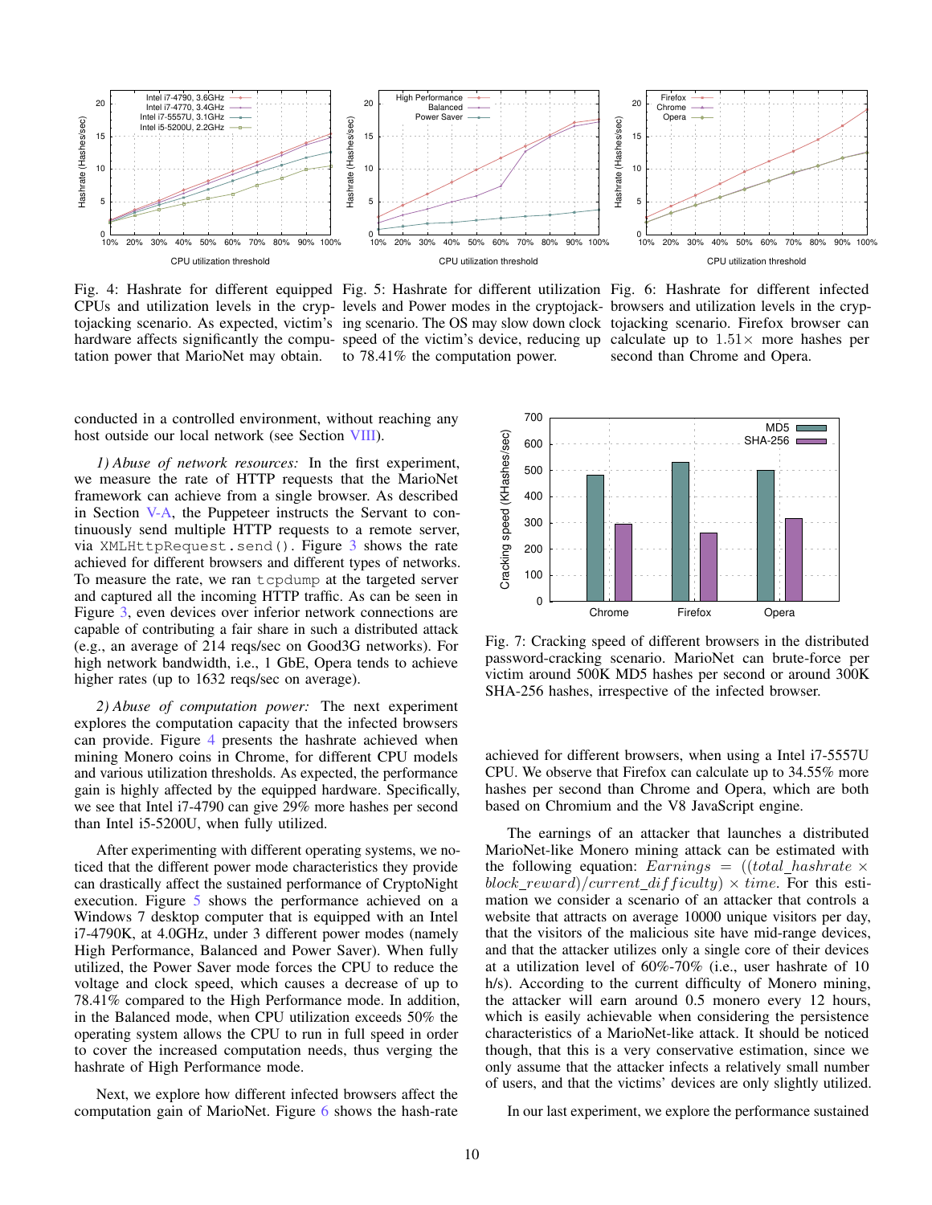Hashrate (Hashes/sec)

20
15
10
5
0

10% 20% 30% 40% 50% 60% 70% 80% 90% 100%

CPU utilization threshold

Intel i7-4790, 3.6GHz
Intel i7-4770, 3.4GHz
Intel i7-5557U, 3.1GHz
Intel i5-5200U, 2.2GHz

Fig. 4: Hashrate for different equipped CPUs and utilization levels in the cryptojacking scenario. As expected, victim's hardware affects significantly the computation power that MarioNet may obtain.

Hashrate (Hashes/sec)

20
15
10
5
0

10% 20% 30% 40% 50% 60% 70% 80% 90% 100%

CPU utilization threshold

High Performance
Balanced
Power Saver

Fig. 5: Hashrate for different utilization levels and Power modes in the cryptojacking scenario. The OS may slow down clock speed of the victim's device, reducing up to 78.41% the computation power.

Hashrate (Hashes/sec)

20
15
10
5
0

10% 20% 30% 40% 50% 60% 70% 80% 90% 100%

CPU utilization threshold

Firefox
Chrome
Opera

Fig. 6: Hashrate for different infected browsers and utilization levels in the cryptojacking scenario. Firefox browser can calculate up to $1.51\times$ more hashes per second than Chrome and Opera.

conducted in a controlled environment, without reaching any host outside our local network (see Section VIII).

*1) Abuse of network resources:* In the first experiment, we measure the rate of HTTP requests that the MarioNet framework can achieve from a single browser. As described in Section V-A, the Puppeteer instructs the Servant to continuously send multiple HTTP requests to a remote server, via `XMLHttpRequest.send()`. Figure 3 shows the rate achieved for different browsers and different types of networks. To measure the rate, we ran `tcpdump` at the targeted server and captured all the incoming HTTP traffic. As can be seen in Figure 3, even devices over inferior network connections are capable of contributing a fair share in such a distributed attack (e.g., an average of 214 reqs/sec on Good3G networks). For high network bandwidth, i.e., 1 GbE, Opera tends to achieve higher rates (up to 1632 reqs/sec on average).

*2) Abuse of computation power:* The next experiment explores the computation capacity that the infected browsers can provide. Figure 4 presents the hashrate achieved when mining Monero coins in Chrome, for different CPU models and various utilization thresholds. As expected, the performance gain is highly affected by the equipped hardware. Specifically, we see that Intel i7-4790 can give 29% more hashes per second than Intel i5-5200U, when fully utilized.

After experimenting with different operating systems, we noticed that the different power mode characteristics they provide can drastically affect the sustained performance of CryptoNight execution. Figure 5 shows the performance achieved on a Windows 7 desktop computer that is equipped with an Intel i7-4790K, at 4.0GHz, under 3 different power modes (namely High Performance, Balanced and Power Saver). When fully utilized, the Power Saver mode forces the CPU to reduce the voltage and clock speed, which causes a decrease of up to 78.41% compared to the High Performance mode. In addition, in the Balanced mode, when CPU utilization exceeds 50% the operating system allows the CPU to run in full speed in order to cover the increased computation needs, thus verging the hashrate of High Performance mode.

Next, we explore how different infected browsers affect the computation gain of MarioNet. Figure 6 shows the hash-rate achieved for different browsers, when using a Intel i7-5557U CPU. We observe that Firefox can calculate up to 34.55% more hashes per second than Chrome and Opera, which are both based on Chromium and the V8 JavaScript engine.

Cracking speed (KHashes/sec)

700
600
500
400
300
200
100
0

Chrome Firefox Opera

MD5
SHA-256

Fig. 7: Cracking speed of different browsers in the distributed password-cracking scenario. MarioNet can brute-force per victim around 500K MD5 hashes per second or around 300K SHA-256 hashes, irrespective of the infected browser.

The earnings of an attacker that launches a distributed MarioNet-like Monero mining attack can be estimated with the following equation: $Earnings = ((total\_hashrate \times block\_reward)/current\_difficulty) \times time$. For this estimation we consider a scenario of an attacker that controls a website that attracts on average 10000 unique visitors per day, that the visitors of the malicious site have mid-range devices, and that the attacker utilizes only a single core of their devices at a utilization level of 60%-70% (i.e., user hashrate of 10 h/s). According to the current difficulty of Monero mining, the attacker will earn around 0.5 monero every 12 hours, which is easily achievable when considering the persistence characteristics of a MarioNet-like attack. It should be noticed though, that this is a very conservative estimation, since we only assume that the attacker infects a relatively small number of users, and that the victims' devices are only slightly utilized.

In our last experiment, we explore the performance sustained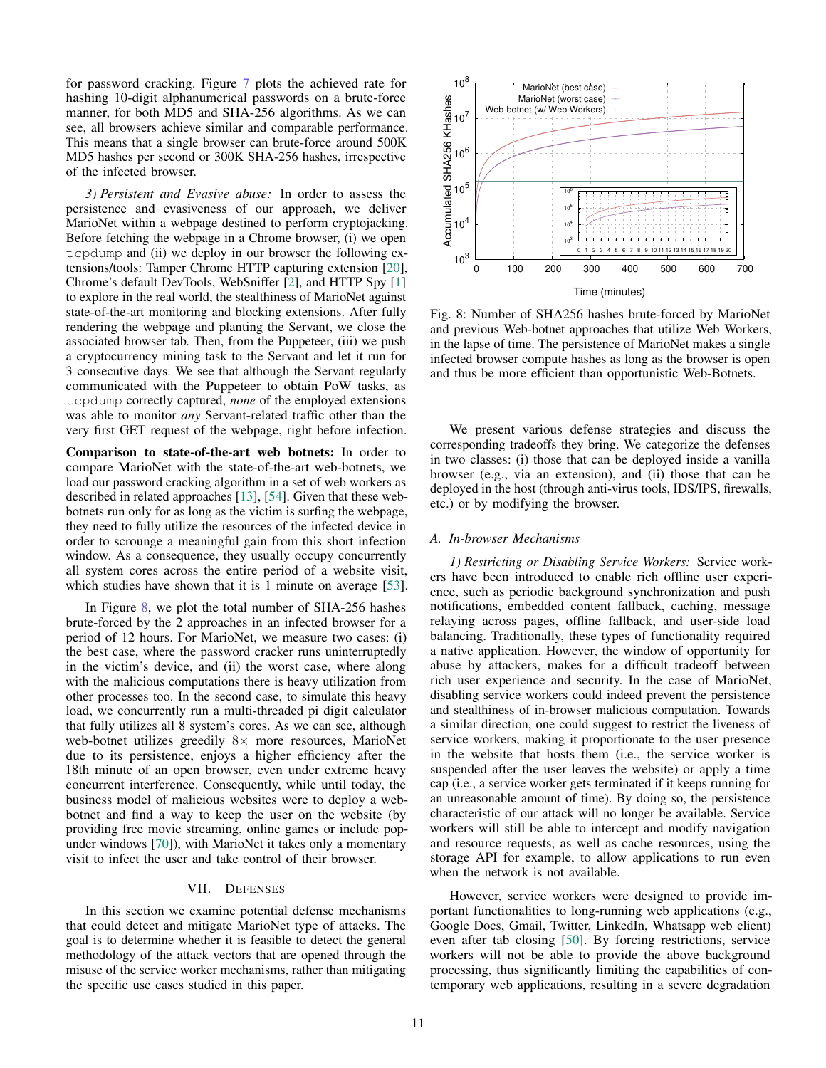for password cracking. Figure 7 plots the achieved rate for hashing 10-digit alphanumerical passwords on a brute-force manner, for both MD5 and SHA-256 algorithms. As we can see, all browsers achieve similar and comparable performance. This means that a single browser can brute-force around 500K MD5 hashes per second or 300K SHA-256 hashes, irrespective of the infected browser.

*3) Persistent and Evasive abuse:* In order to assess the persistence and evasiveness of our approach, we deliver MarioNet within a webpage destined to perform cryptojacking. Before fetching the webpage in a Chrome browser, (i) we open `tcpdump` and (ii) we deploy in our browser the following extensions/tools: Tamper Chrome HTTP capturing extension [20], Chrome's default DevTools, WebSniffer [2], and HTTP Spy [1] to explore in the real world, the stealthiness of MarioNet against state-of-the-art monitoring and blocking extensions. After fully rendering the webpage and planting the Servant, we close the associated browser tab. Then, from the Puppeteer, (iii) we push a cryptocurrency mining task to the Servant and let it run for 3 consecutive days. We see that although the Servant regularly communicated with the Puppeteer to obtain PoW tasks, as `tcpdump` correctly captured, *none* of the employed extensions was able to monitor *any* Servant-related traffic other than the very first GET request of the webpage, right before infection.

**Comparison to state-of-the-art web botnets:** In order to compare MarioNet with the state-of-the-art web-botnets, we load our password cracking algorithm in a set of web workers as described in related approaches [13], [54]. Given that these web-botnets run only for as long as the victim is surfing the webpage, they need to fully utilize the resources of the infected device in order to scrounge a meaningful gain from this short infection window. As a consequence, they usually occupy concurrently all system cores across the entire period of a website visit, which studies have shown that it is 1 minute on average [53].

In Figure 8, we plot the total number of SHA-256 hashes brute-forced by the 2 approaches in an infected browser for a period of 12 hours. For MarioNet, we measure two cases: (i) the best case, where the password cracker runs uninterruptedly in the victim's device, and (ii) the worst case, where along with the malicious computations there is heavy utilization from other processes too. In the second case, to simulate this heavy load, we concurrently run a multi-threaded pi digit calculator that fully utilizes all 8 system's cores. As we can see, although web-botnet utilizes greedily $8\times$ more resources, MarioNet due to its persistence, enjoys a higher efficiency after the 18th minute of an open browser, even under extreme heavy concurrent interference. Consequently, while until today, the business model of malicious websites were to deploy a web-botnet and find a way to keep the user on the website (by providing free movie streaming, online games or include pop-under windows [70]), with MarioNet it takes only a momentary visit to infect the user and take control of their browser.

MarioNet (best case)
MarioNet (worst case)
Web-botnet (w/ Web Workers)
Accumulated SHA256 KHashes
$10^3$ $10^4$ $10^5$ $10^6$ $10^7$ $10^8$
0 100 200 300 400 500 600 700
Time (minutes)
$10^3$ $10^4$ $10^5$ $10^6$
0 1 2 3 4 5 6 7 8 9 10 11 12 13 14 15 16 17 18 19 20

Fig. 8: Number of SHA256 hashes brute-forced by MarioNet and previous Web-botnet approaches that utilize Web Workers, in the lapse of time. The persistence of MarioNet makes a single infected browser compute hashes as long as the browser is open and thus be more efficient than opportunistic Web-Botnets.

## VII. Defenses

In this section we examine potential defense mechanisms that could detect and mitigate MarioNet type of attacks. The goal is to determine whether it is feasible to detect the general methodology of the attack vectors that are opened through the misuse of the service worker mechanisms, rather than mitigating the specific use cases studied in this paper.

We present various defense strategies and discuss the corresponding tradeoffs they bring. We categorize the defenses in two classes: (i) those that can be deployed inside a vanilla browser (e.g., via an extension), and (ii) those that can be deployed in the host (through anti-virus tools, IDS/IPS, firewalls, etc.) or by modifying the browser.

### A. In-browser Mechanisms

*1) Restricting or Disabling Service Workers:* Service workers have been introduced to enable rich offline user experience, such as periodic background synchronization and push notifications, embedded content fallback, caching, message relaying across pages, offline fallback, and user-side load balancing. Traditionally, these types of functionality required a native application. However, the window of opportunity for abuse by attackers, makes for a difficult tradeoff between rich user experience and security. In the case of MarioNet, disabling service workers could indeed prevent the persistence and stealthiness of in-browser malicious computation. Towards a similar direction, one could suggest to restrict the liveness of service workers, making it proportionate to the user presence in the website that hosts them (i.e., the service worker is suspended after the user leaves the website) or apply a time cap (i.e., a service worker gets terminated if it keeps running for an unreasonable amount of time). By doing so, the persistence characteristic of our attack will no longer be available. Service workers will still be able to intercept and modify navigation and resource requests, as well as cache resources, using the storage API for example, to allow applications to run even when the network is not available.

However, service workers were designed to provide important functionalities to long-running web applications (e.g., Google Docs, Gmail, Twitter, LinkedIn, Whatsapp web client) even after tab closing [50]. By forcing restrictions, service workers will not be able to provide the above background processing, thus significantly limiting the capabilities of contemporary web applications, resulting in a severe degradation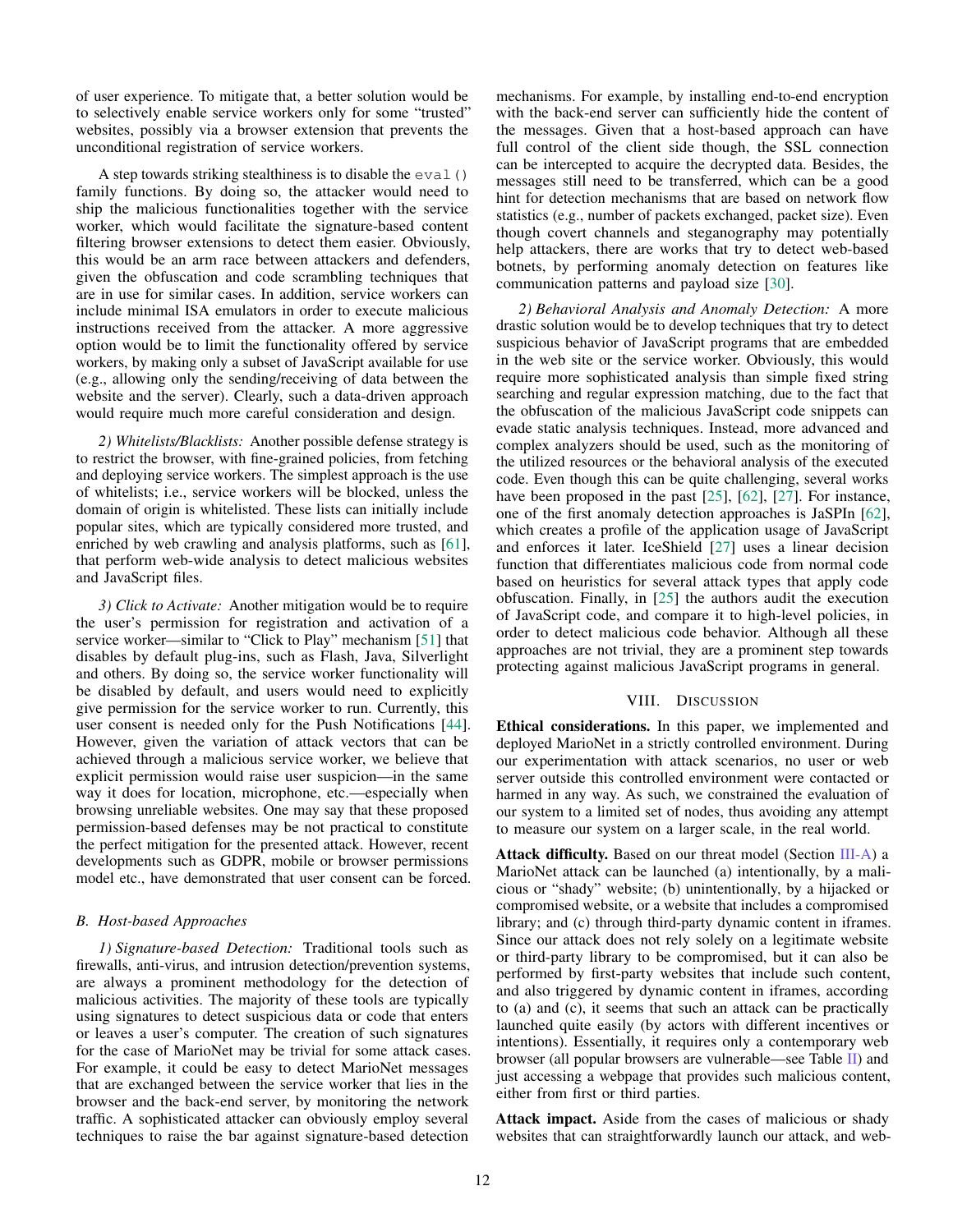of user experience. To mitigate that, a better solution would be to selectively enable service workers only for some "trusted" websites, possibly via a browser extension that prevents the unconditional registration of service workers.

A step towards striking stealthiness is to disable the `eval()` family functions. By doing so, the attacker would need to ship the malicious functionalities together with the service worker, which would facilitate the signature-based content filtering browser extensions to detect them easier. Obviously, this would be an arm race between attackers and defenders, given the obfuscation and code scrambling techniques that are in use for similar cases. In addition, service workers can include minimal ISA emulators in order to execute malicious instructions received from the attacker. A more aggressive option would be to limit the functionality offered by service workers, by making only a subset of JavaScript available for use (e.g., allowing only the sending/receiving of data between the website and the server). Clearly, such a data-driven approach would require much more careful consideration and design.

*2) Whitelists/Blacklists:* Another possible defense strategy is to restrict the browser, with fine-grained policies, from fetching and deploying service workers. The simplest approach is the use of whitelists; i.e., service workers will be blocked, unless the domain of origin is whitelisted. These lists can initially include popular sites, which are typically considered more trusted, and enriched by web crawling and analysis platforms, such as [61], that perform web-wide analysis to detect malicious websites and JavaScript files.

*3) Click to Activate:* Another mitigation would be to require the user's permission for registration and activation of a service worker—similar to "Click to Play" mechanism [51] that disables by default plug-ins, such as Flash, Java, Silverlight and others. By doing so, the service worker functionality will be disabled by default, and users would need to explicitly give permission for the service worker to run. Currently, this user consent is needed only for the Push Notifications [44]. However, given the variation of attack vectors that can be achieved through a malicious service worker, we believe that explicit permission would raise user suspicion—in the same way it does for location, microphone, etc.—especially when browsing unreliable websites. One may say that these proposed permission-based defenses may be not practical to constitute the perfect mitigation for the presented attack. However, recent developments such as GDPR, mobile or browser permissions model etc., have demonstrated that user consent can be forced.

### B. Host-based Approaches

*1) Signature-based Detection:* Traditional tools such as firewalls, anti-virus, and intrusion detection/prevention systems, are always a prominent methodology for the detection of malicious activities. The majority of these tools are typically using signatures to detect suspicious data or code that enters or leaves a user's computer. The creation of such signatures for the case of MarioNet may be trivial for some attack cases. For example, it could be easy to detect MarioNet messages that are exchanged between the service worker that lies in the browser and the back-end server, by monitoring the network traffic. A sophisticated attacker can obviously employ several techniques to raise the bar against signature-based detection mechanisms. For example, by installing end-to-end encryption with the back-end server can sufficiently hide the content of the messages. Given that a host-based approach can have full control of the client side though, the SSL connection can be intercepted to acquire the decrypted data. Besides, the messages still need to be transferred, which can be a good hint for detection mechanisms that are based on network flow statistics (e.g., number of packets exchanged, packet size). Even though covert channels and steganography may potentially help attackers, there are works that try to detect web-based botnets, by performing anomaly detection on features like communication patterns and payload size [30].

*2) Behavioral Analysis and Anomaly Detection:* A more drastic solution would be to develop techniques that try to detect suspicious behavior of JavaScript programs that are embedded in the web site or the service worker. Obviously, this would require more sophisticated analysis than simple fixed string searching and regular expression matching, due to the fact that the obfuscation of the malicious JavaScript code snippets can evade static analysis techniques. Instead, more advanced and complex analyzers should be used, such as the monitoring of the utilized resources or the behavioral analysis of the executed code. Even though this can be quite challenging, several works have been proposed in the past [25], [62], [27]. For instance, one of the first anomaly detection approaches is JaSPIn [62], which creates a profile of the application usage of JavaScript and enforces it later. IceShield [27] uses a linear decision function that differentiates malicious code from normal code based on heuristics for several attack types that apply code obfuscation. Finally, in [25] the authors audit the execution of JavaScript code, and compare it to high-level policies, in order to detect malicious code behavior. Although all these approaches are not trivial, they are a prominent step towards protecting against malicious JavaScript programs in general.

## VIII. Discussion

**Ethical considerations.** In this paper, we implemented and deployed MarioNet in a strictly controlled environment. During our experimentation with attack scenarios, no user or web server outside this controlled environment were contacted or harmed in any way. As such, we constrained the evaluation of our system to a limited set of nodes, thus avoiding any attempt to measure our system on a larger scale, in the real world.

**Attack difficulty.** Based on our threat model (Section III-A) a MarioNet attack can be launched (a) intentionally, by a malicious or "shady" website; (b) unintentionally, by a hijacked or compromised website, or a website that includes a compromised library; and (c) through third-party dynamic content in iframes. Since our attack does not rely solely on a legitimate website or third-party library to be compromised, but it can also be performed by first-party websites that include such content, and also triggered by dynamic content in iframes, according to (a) and (c), it seems that such an attack can be practically launched quite easily (by actors with different incentives or intentions). Essentially, it requires only a contemporary web browser (all popular browsers are vulnerable—see Table II) and just accessing a webpage that provides such malicious content, either from first or third parties.

**Attack impact.** Aside from the cases of malicious or shady websites that can straightforwardly launch our attack, and web-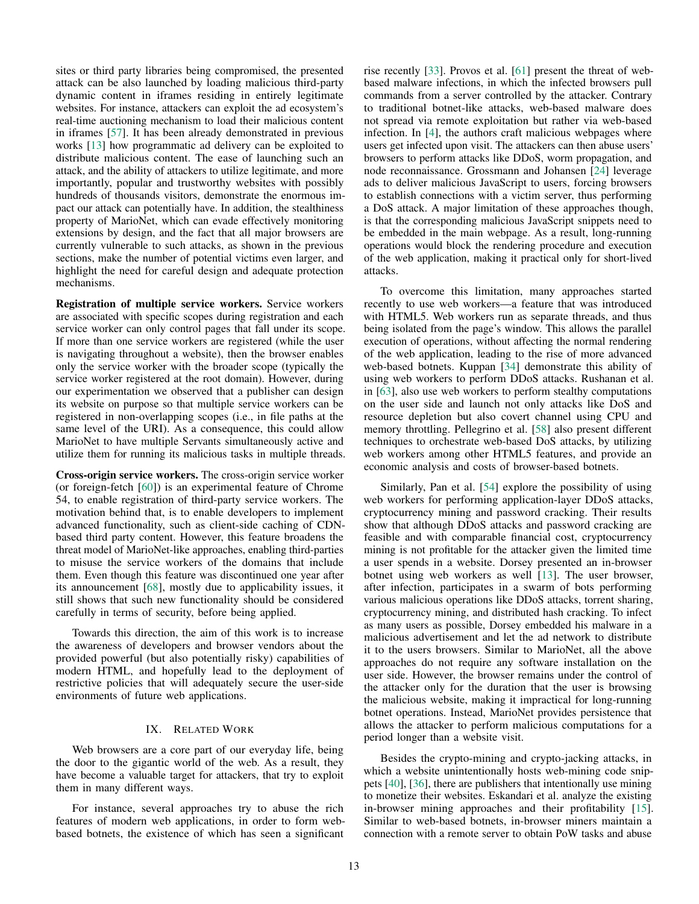sites or third party libraries being compromised, the presented attack can be also launched by loading malicious third-party dynamic content in iframes residing in entirely legitimate websites. For instance, attackers can exploit the ad ecosystem's real-time auctioning mechanism to load their malicious content in iframes [57]. It has been already demonstrated in previous works [13] how programmatic ad delivery can be exploited to distribute malicious content. The ease of launching such an attack, and the ability of attackers to utilize legitimate, and more importantly, popular and trustworthy websites with possibly hundreds of thousands visitors, demonstrate the enormous impact our attack can potentially have. In addition, the stealthiness property of MarioNet, which can evade effectively monitoring extensions by design, and the fact that all major browsers are currently vulnerable to such attacks, as shown in the previous sections, make the number of potential victims even larger, and highlight the need for careful design and adequate protection mechanisms.

**Registration of multiple service workers.** Service workers are associated with specific scopes during registration and each service worker can only control pages that fall under its scope. If more than one service workers are registered (while the user is navigating throughout a website), then the browser enables only the service worker with the broader scope (typically the service worker registered at the root domain). However, during our experimentation we observed that a publisher can design its website on purpose so that multiple service workers can be registered in non-overlapping scopes (i.e., in file paths at the same level of the URI). As a consequence, this could allow MarioNet to have multiple Servants simultaneously active and utilize them for running its malicious tasks in multiple threads.

**Cross-origin service workers.** The cross-origin service worker (or foreign-fetch [60]) is an experimental feature of Chrome 54, to enable registration of third-party service workers. The motivation behind that, is to enable developers to implement advanced functionality, such as client-side caching of CDN-based third party content. However, this feature broadens the threat model of MarioNet-like approaches, enabling third-parties to misuse the service workers of the domains that include them. Even though this feature was discontinued one year after its announcement [68], mostly due to applicability issues, it still shows that such new functionality should be considered carefully in terms of security, before being applied.

Towards this direction, the aim of this work is to increase the awareness of developers and browser vendors about the provided powerful (but also potentially risky) capabilities of modern HTML, and hopefully lead to the deployment of restrictive policies that will adequately secure the user-side environments of future web applications.

## IX. Related Work

Web browsers are a core part of our everyday life, being the door to the gigantic world of the web. As a result, they have become a valuable target for attackers, that try to exploit them in many different ways.

For instance, several approaches try to abuse the rich features of modern web applications, in order to form web-based botnets, the existence of which has seen a significant rise recently [33]. Provos et al. [61] present the threat of web-based malware infections, in which the infected browsers pull commands from a server controlled by the attacker. Contrary to traditional botnet-like attacks, web-based malware does not spread via remote exploitation but rather via web-based infection. In [4], the authors craft malicious webpages where users get infected upon visit. The attackers can then abuse users' browsers to perform attacks like DDoS, worm propagation, and node reconnaissance. Grossmann and Johansen [24] leverage ads to deliver malicious JavaScript to users, forcing browsers to establish connections with a victim server, thus performing a DoS attack. A major limitation of these approaches though, is that the corresponding malicious JavaScript snippets need to be embedded in the main webpage. As a result, long-running operations would block the rendering procedure and execution of the web application, making it practical only for short-lived attacks.

To overcome this limitation, many approaches started recently to use web workers—a feature that was introduced with HTML5. Web workers run as separate threads, and thus being isolated from the page's window. This allows the parallel execution of operations, without affecting the normal rendering of the web application, leading to the rise of more advanced web-based botnets. Kuppan [34] demonstrate this ability of using web workers to perform DDoS attacks. Rushanan et al. in [63], also use web workers to perform stealthy computations on the user side and launch not only attacks like DoS and resource depletion but also covert channel using CPU and memory throttling. Pellegrino et al. [58] also present different techniques to orchestrate web-based DoS attacks, by utilizing web workers among other HTML5 features, and provide an economic analysis and costs of browser-based botnets.

Similarly, Pan et al. [54] explore the possibility of using web workers for performing application-layer DDoS attacks, cryptocurrency mining and password cracking. Their results show that although DDoS attacks and password cracking are feasible and with comparable financial cost, cryptocurrency mining is not profitable for the attacker given the limited time a user spends in a website. Dorsey presented an in-browser botnet using web workers as well [13]. The user browser, after infection, participates in a swarm of bots performing various malicious operations like DDoS attacks, torrent sharing, cryptocurrency mining, and distributed hash cracking. To infect as many users as possible, Dorsey embedded his malware in a malicious advertisement and let the ad network to distribute it to the users browsers. Similar to MarioNet, all the above approaches do not require any software installation on the user side. However, the browser remains under the control of the attacker only for the duration that the user is browsing the malicious website, making it impractical for long-running botnet operations. Instead, MarioNet provides persistence that allows the attacker to perform malicious computations for a period longer than a website visit.

Besides the crypto-mining and crypto-jacking attacks, in which a website unintentionally hosts web-mining code snippets [40], [36], there are publishers that intentionally use mining to monetize their websites. Eskandari et al. analyze the existing in-browser mining approaches and their profitability [15]. Similar to web-based botnets, in-browser miners maintain a connection with a remote server to obtain PoW tasks and abuse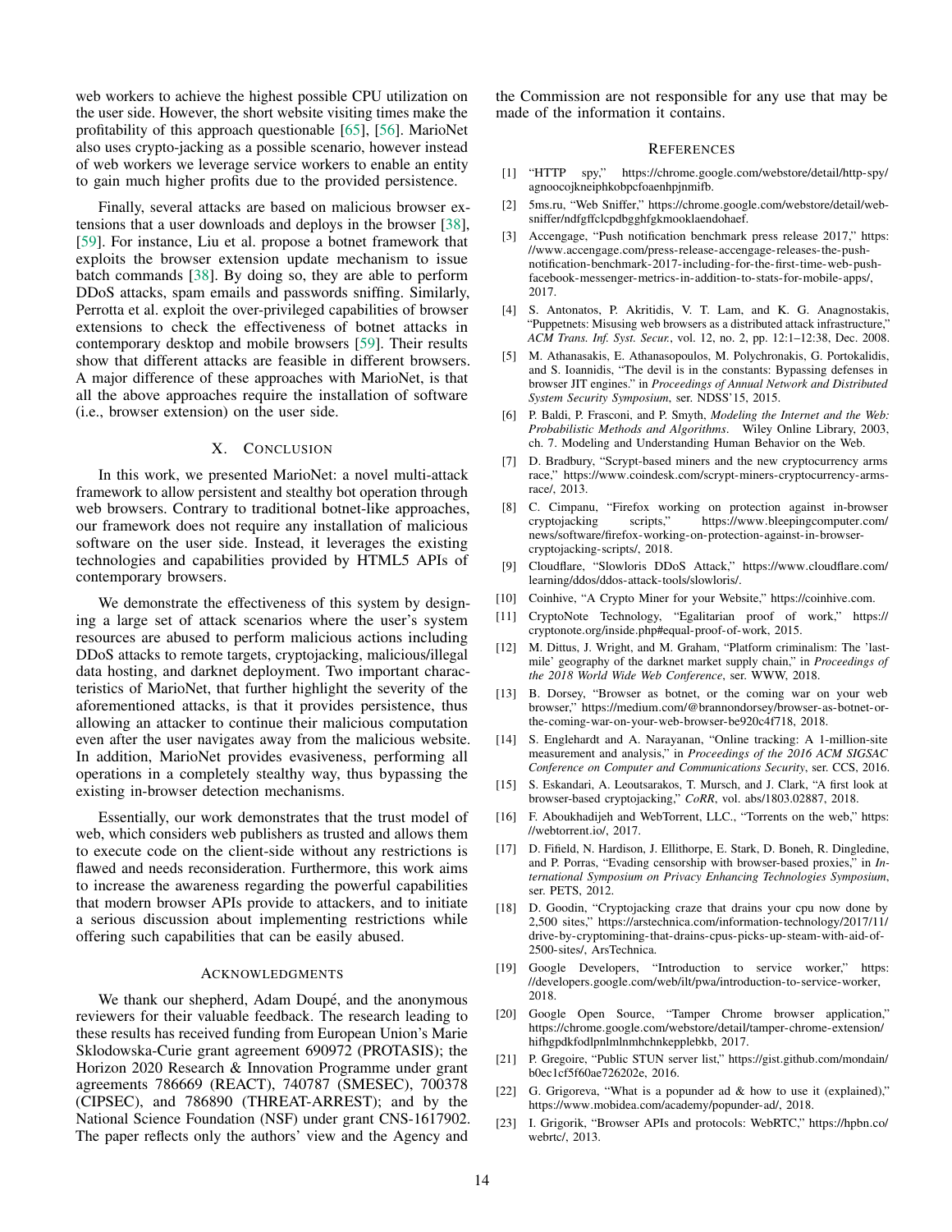web workers to achieve the highest possible CPU utilization on the user side. However, the short website visiting times make the profitability of this approach questionable [65], [56]. MarioNet also uses crypto-jacking as a possible scenario, however instead of web workers we leverage service workers to enable an entity to gain much higher profits due to the provided persistence.

Finally, several attacks are based on malicious browser extensions that a user downloads and deploys in the browser [38], [59]. For instance, Liu et al. propose a botnet framework that exploits the browser extension update mechanism to issue batch commands [38]. By doing so, they are able to perform DDoS attacks, spam emails and passwords sniffing. Similarly, Perrotta et al. exploit the over-privileged capabilities of browser extensions to check the effectiveness of botnet attacks in contemporary desktop and mobile browsers [59]. Their results show that different attacks are feasible in different browsers. A major difference of these approaches with MarioNet, is that all the above approaches require the installation of software (i.e., browser extension) on the user side.

## X. Conclusion

In this work, we presented MarioNet: a novel multi-attack framework to allow persistent and stealthy bot operation through web browsers. Contrary to traditional botnet-like approaches, our framework does not require any installation of malicious software on the user side. Instead, it leverages the existing technologies and capabilities provided by HTML5 APIs of contemporary browsers.

We demonstrate the effectiveness of this system by designing a large set of attack scenarios where the user's system resources are abused to perform malicious actions including DDoS attacks to remote targets, cryptojacking, malicious/illegal data hosting, and darknet deployment. Two important characteristics of MarioNet, that further highlight the severity of the aforementioned attacks, is that it provides persistence, thus allowing an attacker to continue their malicious computation even after the user navigates away from the malicious website. In addition, MarioNet provides evasiveness, performing all operations in a completely stealthy way, thus bypassing the existing in-browser detection mechanisms.

Essentially, our work demonstrates that the trust model of web, which considers web publishers as trusted and allows them to execute code on the client-side without any restrictions is flawed and needs reconsideration. Furthermore, this work aims to increase the awareness regarding the powerful capabilities that modern browser APIs provide to attackers, and to initiate a serious discussion about implementing restrictions while offering such capabilities that can be easily abused.

## Acknowledgments

We thank our shepherd, Adam Doupé, and the anonymous reviewers for their valuable feedback. The research leading to these results has received funding from European Union's Marie Sklodowska-Curie grant agreement 690972 (PROTASIS); the Horizon 2020 Research & Innovation Programme under grant agreements 786669 (REACT), 740787 (SMESEC), 700378 (CIPSEC), and 786890 (THREAT-ARREST); and by the National Science Foundation (NSF) under grant CNS-1617902. The paper reflects only the authors' view and the Agency and the Commission are not responsible for any use that may be made of the information it contains.

## References

[1] "HTTP spy," https://chrome.google.com/webstore/detail/http-spy/agnoocojkneiphkobpcfoaenhpjnmifb.

[2] 5ms.ru, "Web Sniffer," https://chrome.google.com/webstore/detail/web-sniffer/ndfgffclcpdbgghfgkmooklaendohaef.

[3] Accengage, "Push notification benchmark press release 2017," https://www.accengage.com/press-release-accengage-releases-the-push-notification-benchmark-2017-including-for-the-first-time-web-push-facebook-messenger-metrics-in-addition-to-stats-for-mobile-apps/, 2017.

[4] S. Antonatos, P. Akritidis, V. T. Lam, and K. G. Anagnostakis, "Puppetnets: Misusing web browsers as a distributed attack infrastructure," *ACM Trans. Inf. Syst. Secur.*, vol. 12, no. 2, pp. 12:1–12:38, Dec. 2008.

[5] M. Athanasakis, E. Athanasopoulos, M. Polychronakis, G. Portokalidis, and S. Ioannidis, "The devil is in the constants: Bypassing defenses in browser JIT engines." in *Proceedings of Annual Network and Distributed System Security Symposium*, ser. NDSS'15, 2015.

[6] P. Baldi, P. Frasconi, and P. Smyth, *Modeling the Internet and the Web: Probabilistic Methods and Algorithms*. Wiley Online Library, 2003, ch. 7. Modeling and Understanding Human Behavior on the Web.

[7] D. Bradbury, "Scrypt-based miners and the new cryptocurrency arms race," https://www.coindesk.com/scrypt-miners-cryptocurrency-arms-race/, 2013.

[8] C. Cimpanu, "Firefox working on protection against in-browser cryptojacking scripts," https://www.bleepingcomputer.com/news/software/firefox-working-on-protection-against-in-browser-cryptojacking-scripts/, 2018.

[9] Cloudflare, "Slowloris DDoS Attack," https://www.cloudflare.com/learning/ddos/ddos-attack-tools/slowloris/.

[10] Coinhive, "A Crypto Miner for your Website," https://coinhive.com.

[11] CryptoNote Technology, "Egalitarian proof of work," https://cryptonote.org/inside.php#equal-proof-of-work, 2015.

[12] M. Dittus, J. Wright, and M. Graham, "Platform criminalism: The 'last-mile' geography of the darknet market supply chain," in *Proceedings of the 2018 World Wide Web Conference*, ser. WWW, 2018.

[13] B. Dorsey, "Browser as botnet, or the coming war on your web browser," https://medium.com/@brannondorsey/browser-as-botnet-or-the-coming-war-on-your-web-browser-be920c4f718, 2018.

[14] S. Englehardt and A. Narayanan, "Online tracking: A 1-million-site measurement and analysis," in *Proceedings of the 2016 ACM SIGSAC Conference on Computer and Communications Security*, ser. CCS, 2016.

[15] S. Eskandari, A. Leoutsarakos, T. Mursch, and J. Clark, "A first look at browser-based cryptojacking," *CoRR*, vol. abs/1803.02887, 2018.

[16] F. Aboukhadijeh and WebTorrent, LLC., "Torrents on the web," https://webtorrent.io/, 2017.

[17] D. Fifield, N. Hardison, J. Ellithorpe, E. Stark, D. Boneh, R. Dingledine, and P. Porras, "Evading censorship with browser-based proxies," in *International Symposium on Privacy Enhancing Technologies Symposium*, ser. PETS, 2012.

[18] D. Goodin, "Cryptojacking craze that drains your cpu now done by 2,500 sites," https://arstechnica.com/information-technology/2017/11/drive-by-cryptomining-that-drains-cpus-picks-up-steam-with-aid-of-2500-sites/, ArsTechnica.

[19] Google Developers, "Introduction to service worker," https://developers.google.com/web/ilt/pwa/introduction-to-service-worker, 2018.

[20] Google Open Source, "Tamper Chrome browser application," https://chrome.google.com/webstore/detail/tamper-chrome-extension/hifhgpdkfodlpnlmlnmhchnkepplebkb, 2017.

[21] P. Gregoire, "Public STUN server list," https://gist.github.com/mondain/b0ec1cf5f60ae726202e, 2016.

[22] G. Grigoreva, "What is a popunder ad & how to use it (explained)," https://www.mobidea.com/academy/popunder-ad/, 2018.

[23] I. Grigorik, "Browser APIs and protocols: WebRTC," https://hpbn.co/webrtc/, 2013.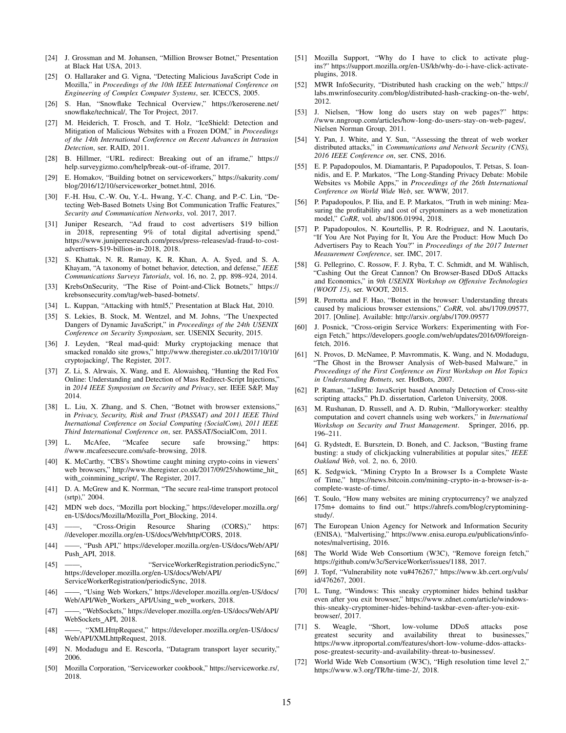[24] J. Grossman and M. Johansen, "Million Browser Botnet," Presentation at Black Hat USA, 2013.

[25] O. Hallaraker and G. Vigna, "Detecting Malicious JavaScript Code in Mozilla," in *Proceedings of the 10th IEEE International Conference on Engineering of Complex Computer Systems*, ser. ICECCS, 2005.

[26] S. Han, "Snowflake Technical Overview," https://keroserene.net/snowflake/technical/, The Tor Project, 2017.

[27] M. Heiderich, T. Frosch, and T. Holz, "IceShield: Detection and Mitigation of Malicious Websites with a Frozen DOM," in *Proceedings of the 14th International Conference on Recent Advances in Intrusion Detection*, ser. RAID, 2011.

[28] B. Hillmer, "URL redirect: Breaking out of an iframe," https://help.surveygizmo.com/help/break-out-of-iframe, 2017.

[29] E. Homakov, "Building botnet on serviceworkers," https://sakurity.com/blog/2016/12/10/serviceworker_botnet.html, 2016.

[30] F.-H. Hsu, C.-W. Ou, Y.-L. Hwang, Y.-C. Chang, and P.-C. Lin, "Detecting Web-Based Botnets Using Bot Communication Traffic Features," *Security and Communication Networks*, vol. 2017, 2017.

[31] Juniper Research, "Ad fraud to cost advertisers $19 billion in 2018, representing 9% of total digital advertising spend," https://www.juniperresearch.com/press/press-releases/ad-fraud-to-cost-advertisers-$19-billion-in-2018, 2018.

[32] S. Khattak, N. R. Ramay, K. R. Khan, A. A. Syed, and S. A. Khayam, "A taxonomy of botnet behavior, detection, and defense," *IEEE Communications Surveys Tutorials*, vol. 16, no. 2, pp. 898–924, 2014.

[33] KrebsOnSecurity, "The Rise of Point-and-Click Botnets," https://krebsonsecurity.com/tag/web-based-botnets/.

[34] L. Kuppan, "Attacking with html5," Presentation at Black Hat, 2010.

[35] S. Lekies, B. Stock, M. Wentzel, and M. Johns, "The Unexpected Dangers of Dynamic JavaScript," in *Proceedings of the 24th USENIX Conference on Security Symposium*, ser. USENIX Security, 2015.

[36] J. Leyden, "Real mad-quid: Murky cryptojacking menace that smacked ronaldo site grows," http://www.theregister.co.uk/2017/10/10/cryptojacking/, The Register, 2017.

[37] Z. Li, S. Alrwais, X. Wang, and E. Alowaisheq, "Hunting the Red Fox Online: Understanding and Detection of Mass Redirect-Script Injections," in *2014 IEEE Symposium on Security and Privacy*, ser. IEEE S&P, May 2014.

[38] L. Liu, X. Zhang, and S. Chen, "Botnet with browser extensions," in *Privacy, Security, Risk and Trust (PASSAT) and 2011 IEEE Third Inernational Conference on Social Computing (SocialCom), 2011 IEEE Third International Conference on*, ser. PASSAT/SocialCom, 2011.

[39] L. McAfee, "Mcafee secure safe browsing," https://www.mcafeesecure.com/safe-browsing, 2018.

[40] K. McCarthy, "CBS's Showtime caught mining crypto-coins in viewers' web browsers," http://www.theregister.co.uk/2017/09/25/showtime_hit_with_coinmining_script/, The Register, 2017.

[41] D. A. McGrew and K. Norrman, "The secure real-time transport protocol (srtp)," 2004.

[42] MDN web docs, "Mozilla port blocking," https://developer.mozilla.org/en-US/docs/Mozilla/Mozilla_Port_Blocking, 2014.

[43] ——, "Cross-Origin Resource Sharing (CORS)," https://developer.mozilla.org/en-US/docs/Web/http/CORS, 2018.

[44] ——, "Push API," https://developer.mozilla.org/en-US/docs/Web/API/Push_API, 2018.

[45] ——, "ServiceWorkerRegistration.periodicSync," https://developer.mozilla.org/en-US/docs/Web/API/ServiceWorkerRegistration/periodicSync, 2018.

[46] ——, "Using Web Workers," https://developer.mozilla.org/en-US/docs/Web/API/Web_Workers_API/Using_web_workers, 2018.

[47] ——, "WebSockets," https://developer.mozilla.org/en-US/docs/Web/API/WebSockets_API, 2018.

[48] ——, "XMLHttpRequest," https://developer.mozilla.org/en-US/docs/Web/API/XMLhttpRequest, 2018.

[49] N. Modadugu and E. Rescorla, "Datagram transport layer security," 2006.

[50] Mozilla Corporation, "Serviceworker cookbook," https://serviceworke.rs/, 2018.

[51] Mozilla Support, "Why do I have to click to activate plugins?" https://support.mozilla.org/en-US/kb/why-do-i-have-click-activate-plugins, 2018.

[52] MWR InfoSecurity, "Distributed hash cracking on the web," https://labs.mwrinfosecurity.com/blog/distributed-hash-cracking-on-the-web/, 2012.

[53] J. Nielsen, "How long do users stay on web pages?" https://www.nngroup.com/articles/how-long-do-users-stay-on-web-pages/, Nielsen Norman Group, 2011.

[54] Y. Pan, J. White, and Y. Sun, "Assessing the threat of web worker distributed attacks," in *Communications and Network Security (CNS), 2016 IEEE Conference on*, ser. CNS, 2016.

[55] E. P. Papadopoulos, M. Diamantaris, P. Papadopoulos, T. Petsas, S. Ioannidis, and E. P. Markatos, "The Long-Standing Privacy Debate: Mobile Websites vs Mobile Apps," in *Proceedings of the 26th International Conference on World Wide Web*, ser. WWW, 2017.

[56] P. Papadopoulos, P. Ilia, and E. P. Markatos, "Truth in web mining: Measuring the profitability and cost of cryptominers as a web monetization model," *CoRR*, vol. abs/1806.01994, 2018.

[57] P. Papadopoulos, N. Kourtellis, P. R. Rodriguez, and N. Laoutaris, "If You Are Not Paying for It, You Are the Product: How Much Do Advertisers Pay to Reach You?" in *Proceedings of the 2017 Internet Measurement Conference*, ser. IMC, 2017.

[58] G. Pellegrino, C. Rossow, F. J. Ryba, T. C. Schmidt, and M. Wählisch, "Cashing Out the Great Cannon? On Browser-Based DDoS Attacks and Economics," in *9th USENIX Workshop on Offensive Technologies (WOOT 15)*, ser. WOOT, 2015.

[59] R. Perrotta and F. Hao, "Botnet in the browser: Understanding threats caused by malicious browser extensions," *CoRR*, vol. abs/1709.09577, 2017. [Online]. Available: http://arxiv.org/abs/1709.09577

[60] J. Posnick, "Cross-origin Service Workers: Experimenting with Foreign Fetch," https://developers.google.com/web/updates/2016/09/foreign-fetch, 2016.

[61] N. Provos, D. McNamee, P. Mavrommatis, K. Wang, and N. Modadugu, "The Ghost in the Browser Analysis of Web-based Malware," in *Proceedings of the First Conference on First Workshop on Hot Topics in Understanding Botnets*, ser. HotBots, 2007.

[62] P. Raman, "JaSPIn: JavaScript based Anomaly Detection of Cross-site scripting attacks," Ph.D. dissertation, Carleton University, 2008.

[63] M. Rushanan, D. Russell, and A. D. Rubin, "Malloryworker: stealthy computation and covert channels using web workers," in *International Workshop on Security and Trust Management*. Springer, 2016, pp. 196–211.

[64] G. Rydstedt, E. Bursztein, D. Boneh, and C. Jackson, "Busting frame busting: a study of clickjacking vulnerabilities at popular sites," *IEEE Oakland Web*, vol. 2, no. 6, 2010.

[65] K. Sedgwick, "Mining Crypto In a Browser Is a Complete Waste of Time," https://news.bitcoin.com/mining-crypto-in-a-browser-is-a-complete-waste-of-time/.

[66] T. Soulo, "How many websites are mining cryptocurrency? we analyzed 175m+ domains to find out." https://ahrefs.com/blog/cryptomining-study/.

[67] The European Union Agency for Network and Information Security (ENISA), "Malvertising," https://www.enisa.europa.eu/publications/info-notes/malvertising, 2016.

[68] The World Wide Web Consortium (W3C), "Remove foreign fetch," https://github.com/w3c/ServiceWorker/issues/1188, 2017.

[69] J. Topf, "Vulnerability note vu#476267," https://www.kb.cert.org/vuls/id/476267, 2001.

[70] L. Tung, "Windows: This sneaky cryptominer hides behind taskbar even after you exit browser," https://www.zdnet.com/article/windows-this-sneaky-cryptominer-hides-behind-taskbar-even-after-you-exit-browser/, 2017.

[71] S. Weagle, "Short, low-volume DDoS attacks pose greatest security and availability threat to businesses," https://www.itproportal.com/features/short-low-volume-ddos-attacks-pose-greatest-security-and-availability-threat-to-businesses/.

[72] World Wide Web Consortium (W3C), "High resolution time level 2," https://www.w3.org/TR/hr-time-2/, 2018.